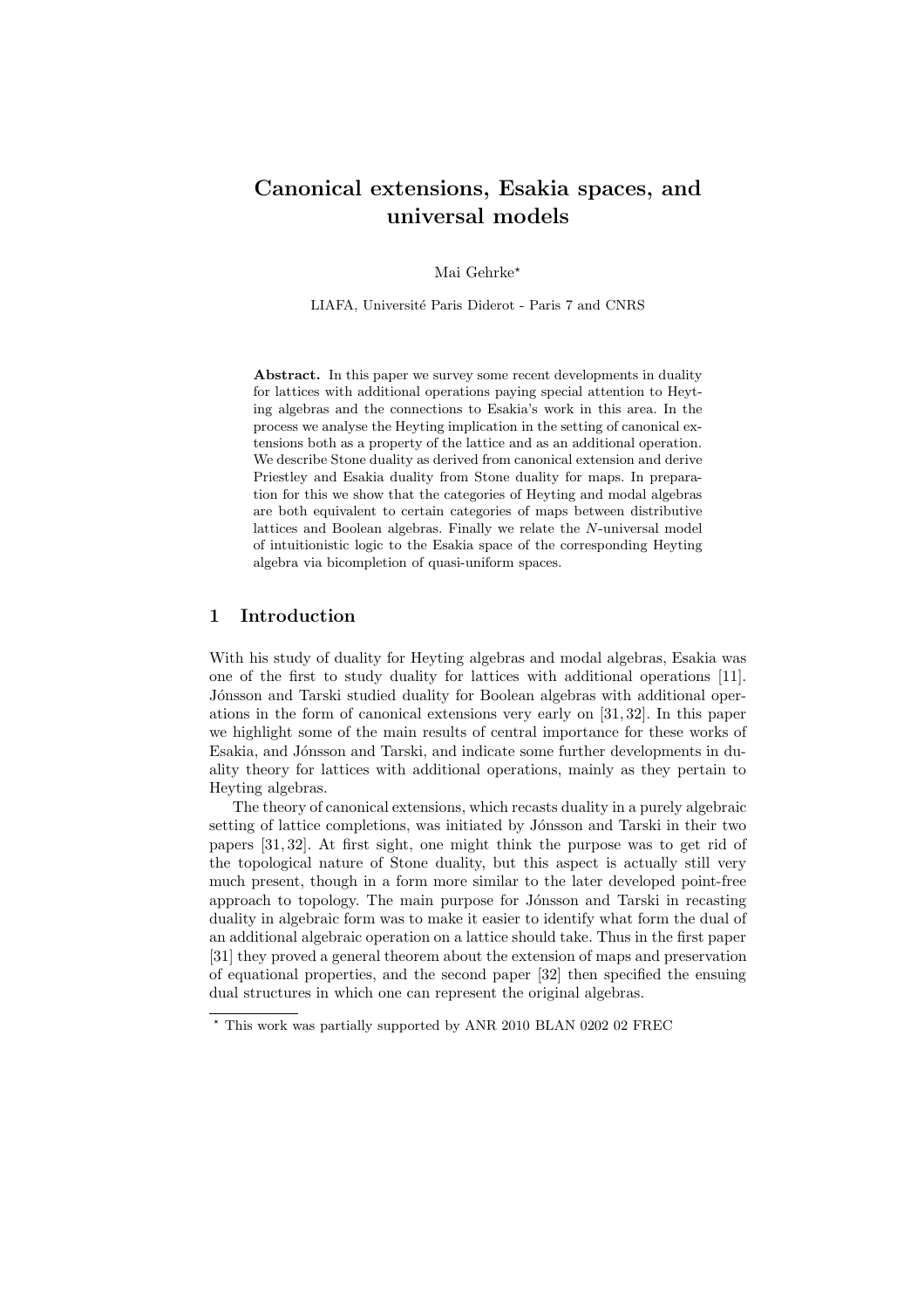# Canonical extensions, Esakia spaces, and universal models

Mai Gehrke*

LIAFA, Université Paris Diderot - Paris 7 and CNRS

**Abstract.** In this paper we survey some recent developments in duality for lattices with additional operations paying special attention to Heyting algebras and the connections to Esakia's work in this area. In the process we analyse the Heyting implication in the setting of canonical extensions both as a property of the lattice and as an additional operation. We describe Stone duality as derived from canonical extension and derive Priestley and Esakia duality from Stone duality for maps. In preparation for this we show that the categories of Heyting and modal algebras are both equivalent to certain categories of maps between distributive lattices and Boolean algebras. Finally we relate the $N$-universal model of intuitionistic logic to the Esakia space of the corresponding Heyting algebra via bicompletion of quasi-uniform spaces.

## 1 Introduction

With his study of duality for Heyting algebras and modal algebras, Esakia was one of the first to study duality for lattices with additional operations [11]. Jónsson and Tarski studied duality for Boolean algebras with additional operations in the form of canonical extensions very early on [31, 32]. In this paper we highlight some of the main results of central importance for these works of Esakia, and Jónsson and Tarski, and indicate some further developments in duality theory for lattices with additional operations, mainly as they pertain to Heyting algebras.

The theory of canonical extensions, which recasts duality in a purely algebraic setting of lattice completions, was initiated by Jónsson and Tarski in their two papers [31, 32]. At first sight, one might think the purpose was to get rid of the topological nature of Stone duality, but this aspect is actually still very much present, though in a form more similar to the later developed point-free approach to topology. The main purpose for Jónsson and Tarski in recasting duality in algebraic form was to make it easier to identify what form the dual of an additional algebraic operation on a lattice should take. Thus in the first paper [31] they proved a general theorem about the extension of maps and preservation of equational properties, and the second paper [32] then specified the ensuing dual structures in which one can represent the original algebras.

* This work was partially supported by ANR 2010 BLAN 0202 02 FREC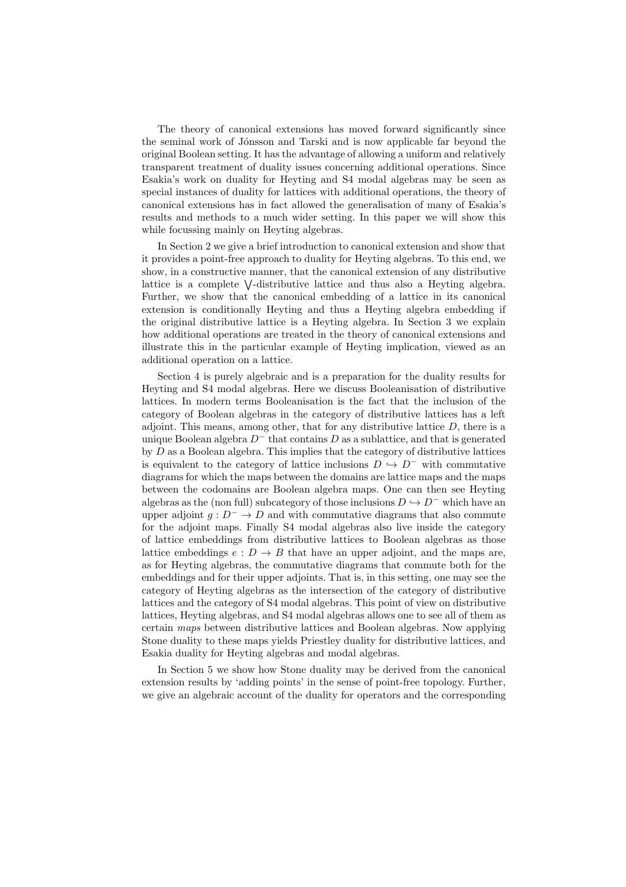The theory of canonical extensions has moved forward significantly since the seminal work of Jónsson and Tarski and is now applicable far beyond the original Boolean setting. It has the advantage of allowing a uniform and relatively transparent treatment of duality issues concerning additional operations. Since Esakia's work on duality for Heyting and S4 modal algebras may be seen as special instances of duality for lattices with additional operations, the theory of canonical extensions has in fact allowed the generalisation of many of Esakia's results and methods to a much wider setting. In this paper we will show this while focussing mainly on Heyting algebras.

In Section 2 we give a brief introduction to canonical extension and show that it provides a point-free approach to duality for Heyting algebras. To this end, we show, in a constructive manner, that the canonical extension of any distributive lattice is a complete $\bigvee$-distributive lattice and thus also a Heyting algebra. Further, we show that the canonical embedding of a lattice in its canonical extension is conditionally Heyting and thus a Heyting algebra embedding if the original distributive lattice is a Heyting algebra. In Section 3 we explain how additional operations are treated in the theory of canonical extensions and illustrate this in the particular example of Heyting implication, viewed as an additional operation on a lattice.

Section 4 is purely algebraic and is a preparation for the duality results for Heyting and S4 modal algebras. Here we discuss Booleanisation of distributive lattices. In modern terms Booleanisation is the fact that the inclusion of the category of Boolean algebras in the category of distributive lattices has a left adjoint. This means, among other, that for any distributive lattice $D$, there is a unique Boolean algebra $D^-$ that contains $D$ as a sublattice, and that is generated by $D$ as a Boolean algebra. This implies that the category of distributive lattices is equivalent to the category of lattice inclusions $D \hookrightarrow D^-$ with commutative diagrams for which the maps between the domains are lattice maps and the maps between the codomains are Boolean algebra maps. One can then see Heyting algebras as the (non full) subcategory of those inclusions $D \hookrightarrow D^-$ which have an upper adjoint $g : D^- \to D$ and with commutative diagrams that also commute for the adjoint maps. Finally S4 modal algebras also live inside the category of lattice embeddings from distributive lattices to Boolean algebras as those lattice embeddings $e : D \to B$ that have an upper adjoint, and the maps are, as for Heyting algebras, the commutative diagrams that commute both for the embeddings and for their upper adjoints. That is, in this setting, one may see the category of Heyting algebras as the intersection of the category of distributive lattices and the category of S4 modal algebras. This point of view on distributive lattices, Heyting algebras, and S4 modal algebras allows one to see all of them as certain *maps* between distributive lattices and Boolean algebras. Now applying Stone duality to these maps yields Priestley duality for distributive lattices, and Esakia duality for Heyting algebras and modal algebras.

In Section 5 we show how Stone duality may be derived from the canonical extension results by 'adding points' in the sense of point-free topology. Further, we give an algebraic account of the duality for operators and the corresponding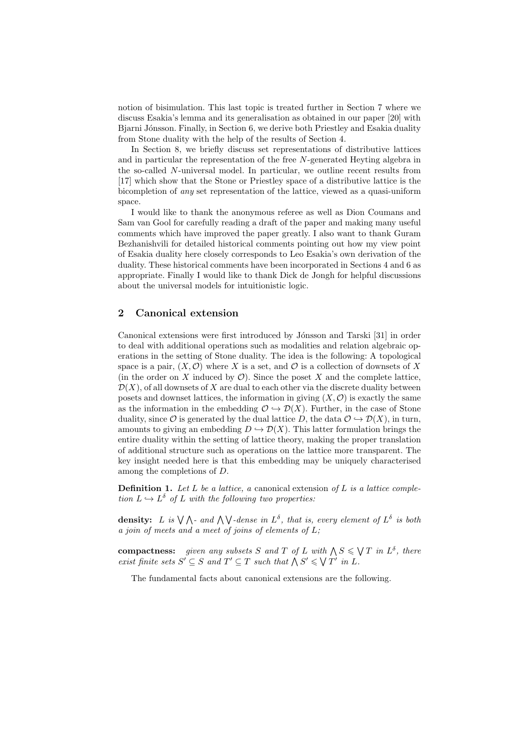notion of bisimulation. This last topic is treated further in Section 7 where we discuss Esakia's lemma and its generalisation as obtained in our paper [20] with Bjarni Jónsson. Finally, in Section 6, we derive both Priestley and Esakia duality from Stone duality with the help of the results of Section 4.

In Section 8, we briefly discuss set representations of distributive lattices and in particular the representation of the free $N$-generated Heyting algebra in the so-called $N$-universal model. In particular, we outline recent results from [17] which show that the Stone or Priestley space of a distributive lattice is the bicompletion of *any* set representation of the lattice, viewed as a quasi-uniform space.

I would like to thank the anonymous referee as well as Dion Coumans and Sam van Gool for carefully reading a draft of the paper and making many useful comments which have improved the paper greatly. I also want to thank Guram Bezhanishvili for detailed historical comments pointing out how my view point of Esakia duality here closely corresponds to Leo Esakia's own derivation of the duality. These historical comments have been incorporated in Sections 4 and 6 as appropriate. Finally I would like to thank Dick de Jongh for helpful discussions about the universal models for intuitionistic logic.

## 2 Canonical extension

Canonical extensions were first introduced by Jónsson and Tarski [31] in order to deal with additional operations such as modalities and relation algebraic operations in the setting of Stone duality. The idea is the following: A topological space is a pair, $(X, \mathcal{O})$ where $X$ is a set, and $\mathcal{O}$ is a collection of downsets of $X$ (in the order on $X$ induced by $\mathcal{O}$). Since the poset $X$ and the complete lattice, $\mathcal{D}(X)$, of all downsets of $X$ are dual to each other via the discrete duality between posets and downset lattices, the information in giving $(X, \mathcal{O})$ is exactly the same as the information in the embedding $\mathcal{O} \hookrightarrow \mathcal{D}(X)$. Further, in the case of Stone duality, since $\mathcal{O}$ is generated by the dual lattice $D$, the data $\mathcal{O} \hookrightarrow \mathcal{D}(X)$, in turn, amounts to giving an embedding $D \hookrightarrow \mathcal{D}(X)$. This latter formulation brings the entire duality within the setting of lattice theory, making the proper translation of additional structure such as operations on the lattice more transparent. The key insight needed here is that this embedding may be uniquely characterised among the completions of $D$.

**Definition 1.** *Let $L$ be a lattice, a* canonical extension *of $L$ is a lattice completion $L \hookrightarrow L^\delta$ of $L$ with the following two properties:*

**density:** *$L$ is $\bigvee\bigwedge$- and $\bigwedge\bigvee$-dense in $L^\delta$, that is, every element of $L^\delta$ is both a join of meets and a meet of joins of elements of $L$;*

**compactness:** *given any subsets $S$ and $T$ of $L$ with $\bigwedge S \leqslant \bigvee T$ in $L^\delta$, there exist finite sets $S' \subseteq S$ and $T' \subseteq T$ such that $\bigwedge S' \leqslant \bigvee T'$ in $L$.*

The fundamental facts about canonical extensions are the following.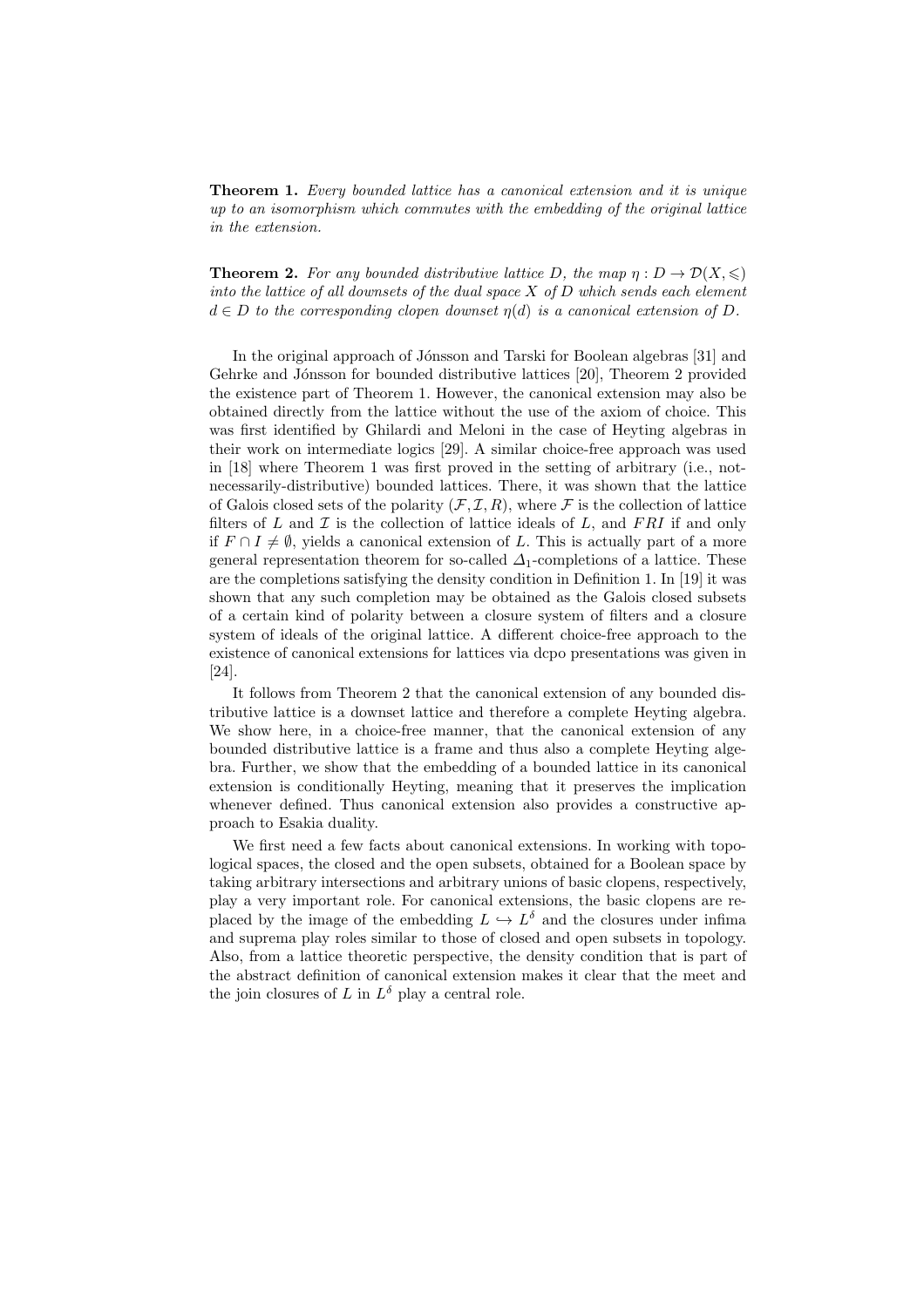**Theorem 1.** *Every bounded lattice has a canonical extension and it is unique up to an isomorphism which commutes with the embedding of the original lattice in the extension.*

**Theorem 2.** *For any bounded distributive lattice $D$, the map $\eta : D \to \mathcal{D}(X, \leqslant)$ into the lattice of all downsets of the dual space $X$ of $D$ which sends each element $d \in D$ to the corresponding clopen downset $\eta(d)$ is a canonical extension of $D$.*

In the original approach of Jónsson and Tarski for Boolean algebras [31] and Gehrke and Jónsson for bounded distributive lattices [20], Theorem 2 provided the existence part of Theorem 1. However, the canonical extension may also be obtained directly from the lattice without the use of the axiom of choice. This was first identified by Ghilardi and Meloni in the case of Heyting algebras in their work on intermediate logics [29]. A similar choice-free approach was used in [18] where Theorem 1 was first proved in the setting of arbitrary (i.e., not-necessarily-distributive) bounded lattices. There, it was shown that the lattice of Galois closed sets of the polarity $(\mathcal{F}, \mathcal{I}, R)$, where $\mathcal{F}$ is the collection of lattice filters of $L$ and $\mathcal{I}$ is the collection of lattice ideals of $L$, and $FRI$ if and only if $F \cap I \neq \emptyset$, yields a canonical extension of $L$. This is actually part of a more general representation theorem for so-called $\Delta_1$-completions of a lattice. These are the completions satisfying the density condition in Definition 1. In [19] it was shown that any such completion may be obtained as the Galois closed subsets of a certain kind of polarity between a closure system of filters and a closure system of ideals of the original lattice. A different choice-free approach to the existence of canonical extensions for lattices via dcpo presentations was given in [24].

It follows from Theorem 2 that the canonical extension of any bounded distributive lattice is a downset lattice and therefore a complete Heyting algebra. We show here, in a choice-free manner, that the canonical extension of any bounded distributive lattice is a frame and thus also a complete Heyting algebra. Further, we show that the embedding of a bounded lattice in its canonical extension is conditionally Heyting, meaning that it preserves the implication whenever defined. Thus canonical extension also provides a constructive approach to Esakia duality.

We first need a few facts about canonical extensions. In working with topological spaces, the closed and the open subsets, obtained for a Boolean space by taking arbitrary intersections and arbitrary unions of basic clopens, respectively, play a very important role. For canonical extensions, the basic clopens are replaced by the image of the embedding $L \hookrightarrow L^\delta$ and the closures under infima and suprema play roles similar to those of closed and open subsets in topology. Also, from a lattice theoretic perspective, the density condition that is part of the abstract definition of canonical extension makes it clear that the meet and the join closures of $L$ in $L^\delta$ play a central role.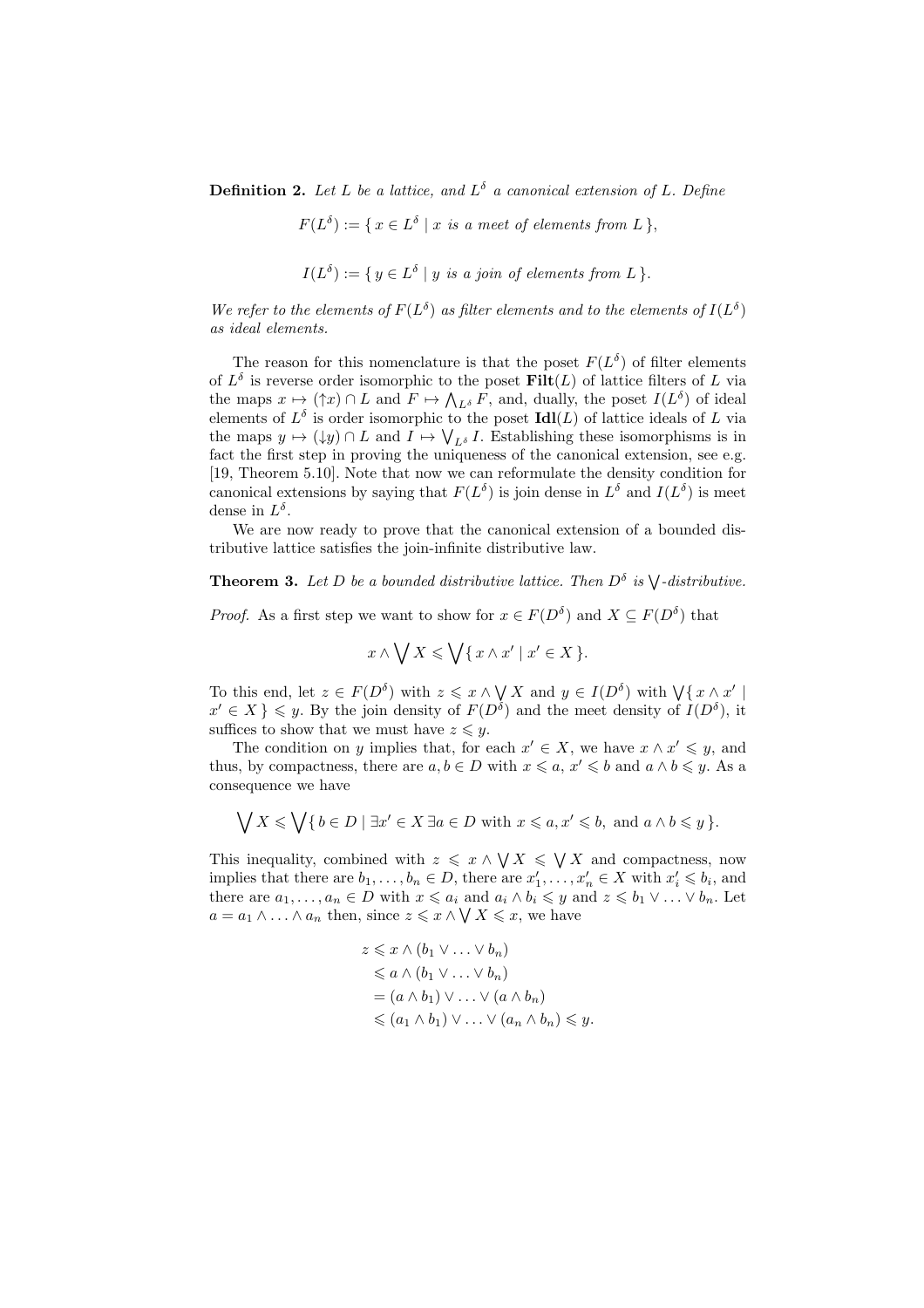**Definition 2.** *Let $L$ be a lattice, and $L^\delta$ a canonical extension of $L$. Define*

$$F(L^\delta) := \{\, x \in L^\delta \mid x \text{ is a meet of elements from } L \,\},$$

$$I(L^\delta) := \{\, y \in L^\delta \mid y \text{ is a join of elements from } L \,\}.$$

*We refer to the elements of $F(L^\delta)$ as filter elements and to the elements of $I(L^\delta)$ as ideal elements.*

The reason for this nomenclature is that the poset $F(L^\delta)$ of filter elements of $L^\delta$ is reverse order isomorphic to the poset $\mathbf{Filt}(L)$ of lattice filters of $L$ via the maps $x \mapsto (\uparrow x) \cap L$ and $F \mapsto \bigwedge_{L^\delta} F$, and, dually, the poset $I(L^\delta)$ of ideal elements of $L^\delta$ is order isomorphic to the poset $\mathbf{Idl}(L)$ of lattice ideals of $L$ via the maps $y \mapsto (\downarrow y) \cap L$ and $I \mapsto \bigvee_{L^\delta} I$. Establishing these isomorphisms is in fact the first step in proving the uniqueness of the canonical extension, see e.g. [19, Theorem 5.10]. Note that now we can reformulate the density condition for canonical extensions by saying that $F(L^\delta)$ is join dense in $L^\delta$ and $I(L^\delta)$ is meet dense in $L^\delta$.

We are now ready to prove that the canonical extension of a bounded distributive lattice satisfies the join-infinite distributive law.

**Theorem 3.** *Let $D$ be a bounded distributive lattice. Then $D^\delta$ is $\bigvee$-distributive.*

*Proof.* As a first step we want to show for $x \in F(D^\delta)$ and $X \subseteq F(D^\delta)$ that

$$x \wedge \bigvee X \leqslant \bigvee \{\, x \wedge x' \mid x' \in X \,\}.$$

To this end, let $z \in F(D^\delta)$ with $z \leqslant x \wedge \bigvee X$ and $y \in I(D^\delta)$ with $\bigvee \{\, x \wedge x' \mid x' \in X \,\} \leqslant y$. By the join density of $F(D^\delta)$ and the meet density of $I(D^\delta)$, it suffices to show that we must have $z \leqslant y$.

The condition on $y$ implies that, for each $x' \in X$, we have $x \wedge x' \leqslant y$, and thus, by compactness, there are $a, b \in D$ with $x \leqslant a$, $x' \leqslant b$ and $a \wedge b \leqslant y$. As a consequence we have

$$\bigvee X \leqslant \bigvee \{\, b \in D \mid \exists x' \in X\, \exists a \in D \text{ with } x \leqslant a, x' \leqslant b, \text{ and } a \wedge b \leqslant y \,\}.$$

This inequality, combined with $z \leqslant x \wedge \bigvee X \leqslant \bigvee X$ and compactness, now implies that there are $b_1, \ldots, b_n \in D$, there are $x'_1, \ldots, x'_n \in X$ with $x'_i \leqslant b_i$, and there are $a_1, \ldots, a_n \in D$ with $x \leqslant a_i$ and $a_i \wedge b_i \leqslant y$ and $z \leqslant b_1 \vee \ldots \vee b_n$. Let $a = a_1 \wedge \ldots \wedge a_n$ then, since $z \leqslant x \wedge \bigvee X \leqslant x$, we have

$$\begin{aligned}
z &\leqslant x \wedge (b_1 \vee \ldots \vee b_n) \\
&\leqslant a \wedge (b_1 \vee \ldots \vee b_n) \\
&= (a \wedge b_1) \vee \ldots \vee (a \wedge b_n) \\
&\leqslant (a_1 \wedge b_1) \vee \ldots \vee (a_n \wedge b_n) \leqslant y.
\end{aligned}$$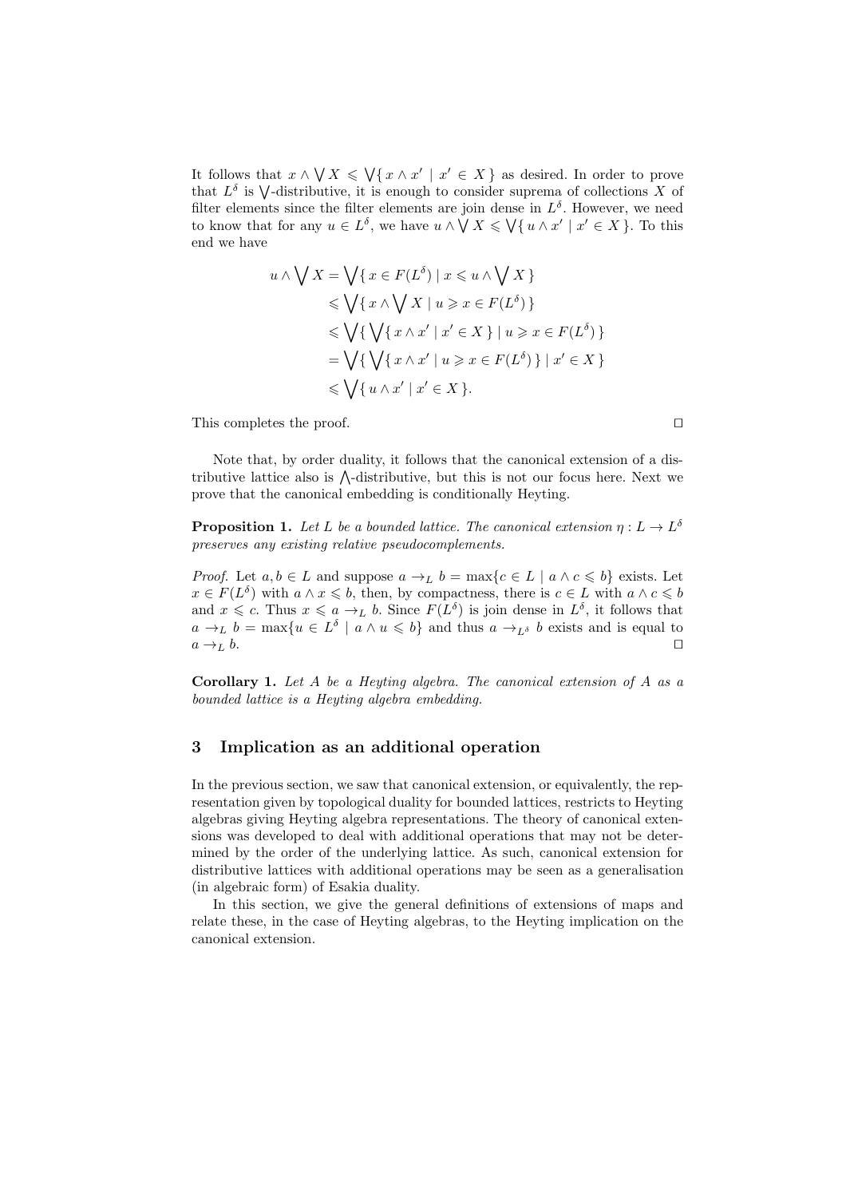It follows that $x \wedge \bigvee X \leqslant \bigvee \{ x \wedge x' \mid x' \in X \}$ as desired. In order to prove that $L^\delta$ is $\bigvee$-distributive, it is enough to consider suprema of collections $X$ of filter elements since the filter elements are join dense in $L^\delta$. However, we need to know that for any $u \in L^\delta$, we have $u \wedge \bigvee X \leqslant \bigvee \{ u \wedge x' \mid x' \in X \}$. To this end we have

$$
\begin{aligned}
u \wedge \bigvee X &= \bigvee \{ x \in F(L^\delta) \mid x \leqslant u \wedge \bigvee X \} \\
&\leqslant \bigvee \{ x \wedge \bigvee X \mid u \geqslant x \in F(L^\delta) \} \\
&\leqslant \bigvee \{ \bigvee \{ x \wedge x' \mid x' \in X \} \mid u \geqslant x \in F(L^\delta) \} \\
&= \bigvee \{ \bigvee \{ x \wedge x' \mid u \geqslant x \in F(L^\delta) \} \mid x' \in X \} \\
&\leqslant \bigvee \{ u \wedge x' \mid x' \in X \}.
\end{aligned}
$$

This completes the proof. ◻

Note that, by order duality, it follows that the canonical extension of a distributive lattice also is $\bigwedge$-distributive, but this is not our focus here. Next we prove that the canonical embedding is conditionally Heyting.

**Proposition 1.** *Let $L$ be a bounded lattice. The canonical extension $\eta : L \to L^\delta$ preserves any existing relative pseudocomplements.*

*Proof.* Let $a, b \in L$ and suppose $a \to_L b = \max\{c \in L \mid a \wedge c \leqslant b\}$ exists. Let $x \in F(L^\delta)$ with $a \wedge x \leqslant b$, then, by compactness, there is $c \in L$ with $a \wedge c \leqslant b$ and $x \leqslant c$. Thus $x \leqslant a \to_L b$. Since $F(L^\delta)$ is join dense in $L^\delta$, it follows that $a \to_L b = \max\{u \in L^\delta \mid a \wedge u \leqslant b\}$ and thus $a \to_{L^\delta} b$ exists and is equal to $a \to_L b$. ◻

**Corollary 1.** *Let $A$ be a Heyting algebra. The canonical extension of $A$ as a bounded lattice is a Heyting algebra embedding.*

## 3 Implication as an additional operation

In the previous section, we saw that canonical extension, or equivalently, the representation given by topological duality for bounded lattices, restricts to Heyting algebras giving Heyting algebra representations. The theory of canonical extensions was developed to deal with additional operations that may not be determined by the order of the underlying lattice. As such, canonical extension for distributive lattices with additional operations may be seen as a generalisation (in algebraic form) of Esakia duality.

In this section, we give the general definitions of extensions of maps and relate these, in the case of Heyting algebras, to the Heyting implication on the canonical extension.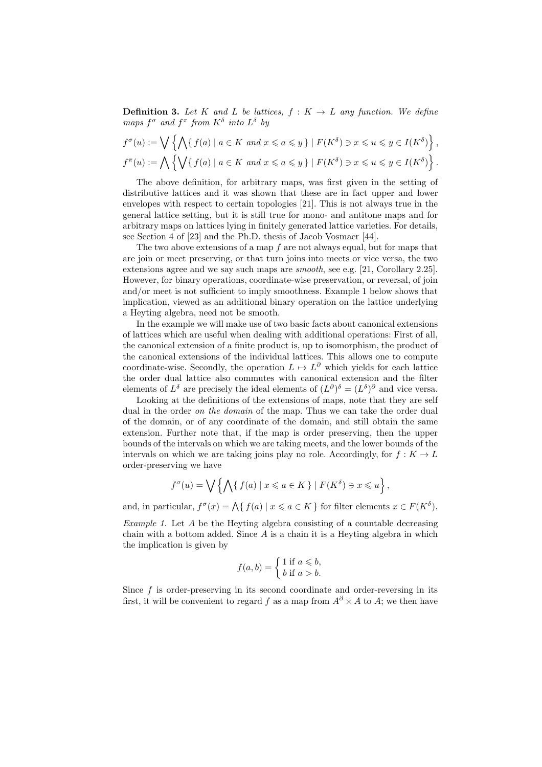**Definition 3.** *Let $K$ and $L$ be lattices, $f : K \to L$ any function. We define maps $f^\sigma$ and $f^\pi$ from $K^\delta$ into $L^\delta$ by*

$$f^\sigma(u) := \bigvee \left\{ \bigwedge \{ f(a) \mid a \in K \text{ and } x \leqslant a \leqslant y \} \mid F(K^\delta) \ni x \leqslant u \leqslant y \in I(K^\delta) \right\},$$

$$f^\pi(u) := \bigwedge \left\{ \bigvee \{ f(a) \mid a \in K \text{ and } x \leqslant a \leqslant y \} \mid F(K^\delta) \ni x \leqslant u \leqslant y \in I(K^\delta) \right\}.$$

The above definition, for arbitrary maps, was first given in the setting of distributive lattices and it was shown that these are in fact upper and lower envelopes with respect to certain topologies [21]. This is not always true in the general lattice setting, but it is still true for mono- and antitone maps and for arbitrary maps on lattices lying in finitely generated lattice varieties. For details, see Section 4 of [23] and the Ph.D. thesis of Jacob Vosmaer [44].

The two above extensions of a map $f$ are not always equal, but for maps that are join or meet preserving, or that turn joins into meets or vice versa, the two extensions agree and we say such maps are *smooth*, see e.g. [21, Corollary 2.25]. However, for binary operations, coordinate-wise preservation, or reversal, of join and/or meet is not sufficient to imply smoothness. Example 1 below shows that implication, viewed as an additional binary operation on the lattice underlying a Heyting algebra, need not be smooth.

In the example we will make use of two basic facts about canonical extensions of lattices which are useful when dealing with additional operations: First of all, the canonical extension of a finite product is, up to isomorphism, the product of the canonical extensions of the individual lattices. This allows one to compute coordinate-wise. Secondly, the operation $L \mapsto L^\partial$ which yields for each lattice the order dual lattice also commutes with canonical extension and the filter elements of $L^\delta$ are precisely the ideal elements of $(L^\partial)^\delta = (L^\delta)^\partial$ and vice versa.

Looking at the definitions of the extensions of maps, note that they are self dual in the order *on the domain* of the map. Thus we can take the order dual of the domain, or of any coordinate of the domain, and still obtain the same extension. Further note that, if the map is order preserving, then the upper bounds of the intervals on which we are taking meets, and the lower bounds of the intervals on which we are taking joins play no role. Accordingly, for $f : K \to L$ order-preserving we have

$$f^\sigma(u) = \bigvee \left\{ \bigwedge \{ f(a) \mid x \leqslant a \in K \} \mid F(K^\delta) \ni x \leqslant u \right\},$$

and, in particular, $f^\sigma(x) = \bigwedge \{ f(a) \mid x \leqslant a \in K \}$ for filter elements $x \in F(K^\delta)$.

*Example 1.* Let $A$ be the Heyting algebra consisting of a countable decreasing chain with a bottom added. Since $A$ is a chain it is a Heyting algebra in which the implication is given by

$$f(a,b) = \begin{cases} 1 \text{ if } a \leqslant b, \\ b \text{ if } a > b. \end{cases}$$

Since $f$ is order-preserving in its second coordinate and order-reversing in its first, it will be convenient to regard $f$ as a map from $A^\partial \times A$ to $A$; we then have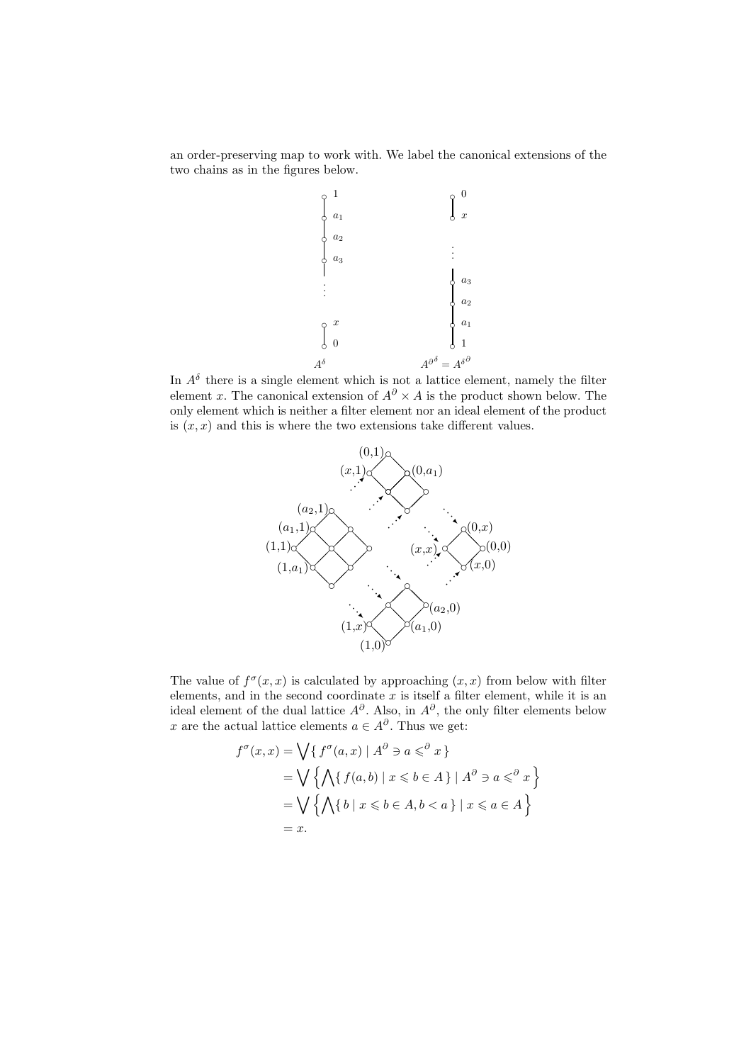an order-preserving map to work with. We label the canonical extensions of the two chains as in the figures below.

In $A^\delta$ there is a single element which is not a lattice element, namely the filter element $x$. The canonical extension of $A^\partial \times A$ is the product shown below. The only element which is neither a filter element nor an ideal element of the product is $(x, x)$ and this is where the two extensions take different values.

The value of $f^\sigma(x, x)$ is calculated by approaching $(x, x)$ from below with filter elements, and in the second coordinate $x$ is itself a filter element, while it is an ideal element of the dual lattice $A^\partial$. Also, in $A^\partial$, the only filter elements below $x$ are the actual lattice elements $a \in A^\partial$. Thus we get:

$$
\begin{aligned}
f^\sigma(x, x) &= \bigvee \{ f^\sigma(a, x) \mid A^\partial \ni a \leqslant^\partial x \} \\
&= \bigvee \left\{ \bigwedge \{ f(a, b) \mid x \leqslant b \in A \} \mid A^\partial \ni a \leqslant^\partial x \right\} \\
&= \bigvee \left\{ \bigwedge \{ b \mid x \leqslant b \in A, b < a \} \mid x \leqslant a \in A \right\} \\
&= x.
\end{aligned}
$$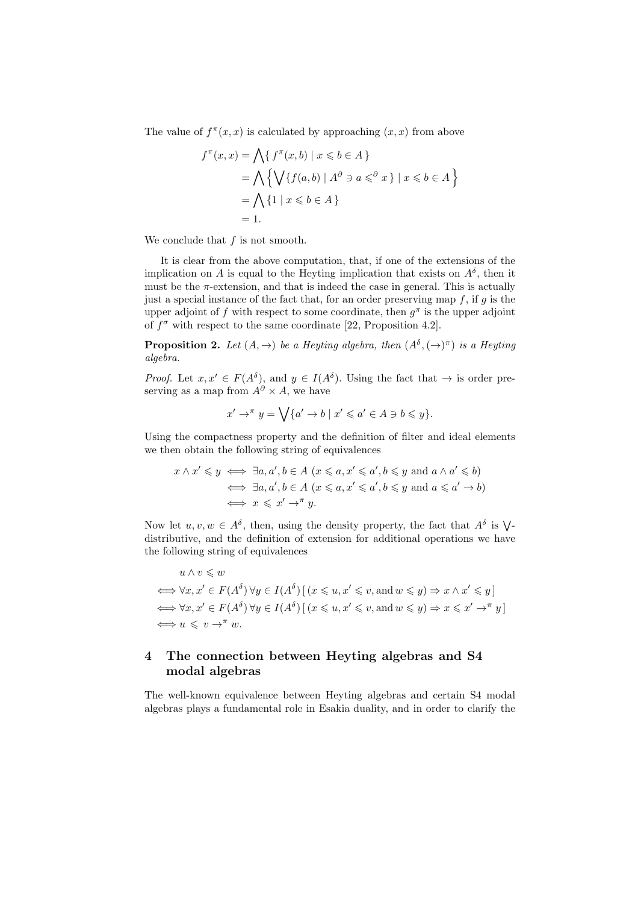The value of $f^\pi(x,x)$ is calculated by approaching $(x,x)$ from above

$$
\begin{aligned}
f^\pi(x,x) &= \bigwedge\{\, f^\pi(x,b) \mid x \leqslant b \in A \,\} \\
&= \bigwedge\Big\{ \bigvee\{ f(a,b) \mid A^\partial \ni a \leqslant^\partial x \,\} \mid x \leqslant b \in A \Big\} \\
&= \bigwedge\{ 1 \mid x \leqslant b \in A \,\} \\
&= 1.
\end{aligned}
$$

We conclude that $f$ is not smooth.

It is clear from the above computation, that, if one of the extensions of the implication on $A$ is equal to the Heyting implication that exists on $A^\delta$, then it must be the $\pi$-extension, and that is indeed the case in general. This is actually just a special instance of the fact that, for an order preserving map $f$, if $g$ is the upper adjoint of $f$ with respect to some coordinate, then $g^\pi$ is the upper adjoint of $f^\sigma$ with respect to the same coordinate [22, Proposition 4.2].

**Proposition 2.** *Let $(A, \to)$ be a Heyting algebra, then $(A^\delta, (\to)^\pi)$ is a Heyting algebra.*

*Proof.* Let $x, x' \in F(A^\delta)$, and $y \in I(A^\delta)$. Using the fact that $\to$ is order preserving as a map from $A^\partial \times A$, we have

$$
x' \to^\pi y = \bigvee\{ a' \to b \mid x' \leqslant a' \in A \ni b \leqslant y \}.
$$

Using the compactness property and the definition of filter and ideal elements we then obtain the following string of equivalences

$$
\begin{aligned}
x \wedge x' \leqslant y &\iff \exists a, a', b \in A \ (x \leqslant a, x' \leqslant a', b \leqslant y \text{ and } a \wedge a' \leqslant b) \\
&\iff \exists a, a', b \in A \ (x \leqslant a, x' \leqslant a', b \leqslant y \text{ and } a \leqslant a' \to b) \\
&\iff x \leqslant x' \to^\pi y.
\end{aligned}
$$

Now let $u, v, w \in A^\delta$, then, using the density property, the fact that $A^\delta$ is $\bigvee$-distributive, and the definition of extension for additional operations we have the following string of equivalences

$$
\begin{aligned}
& u \wedge v \leqslant w \\
\iff & \forall x, x' \in F(A^\delta)\, \forall y \in I(A^\delta)\, [\, (x \leqslant u, x' \leqslant v, \text{and } w \leqslant y) \Rightarrow x \wedge x' \leqslant y \,] \\
\iff & \forall x, x' \in F(A^\delta)\, \forall y \in I(A^\delta)\, [\, (x \leqslant u, x' \leqslant v, \text{and } w \leqslant y) \Rightarrow x \leqslant x' \to^\pi y \,] \\
\iff & u \leqslant v \to^\pi w.
\end{aligned}
$$

## 4 The connection between Heyting algebras and S4 modal algebras

The well-known equivalence between Heyting algebras and certain S4 modal algebras plays a fundamental role in Esakia duality, and in order to clarify the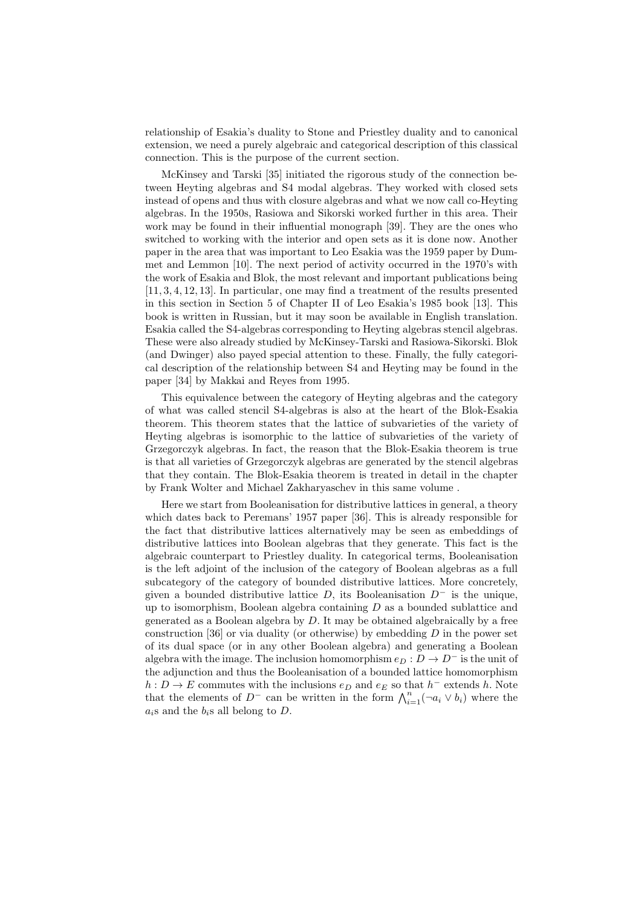relationship of Esakia's duality to Stone and Priestley duality and to canonical extension, we need a purely algebraic and categorical description of this classical connection. This is the purpose of the current section.

McKinsey and Tarski [35] initiated the rigorous study of the connection between Heyting algebras and S4 modal algebras. They worked with closed sets instead of opens and thus with closure algebras and what we now call co-Heyting algebras. In the 1950s, Rasiowa and Sikorski worked further in this area. Their work may be found in their influential monograph [39]. They are the ones who switched to working with the interior and open sets as it is done now. Another paper in the area that was important to Leo Esakia was the 1959 paper by Dummet and Lemmon [10]. The next period of activity occurred in the 1970's with the work of Esakia and Blok, the most relevant and important publications being [11, 3, 4, 12, 13]. In particular, one may find a treatment of the results presented in this section in Section 5 of Chapter II of Leo Esakia's 1985 book [13]. This book is written in Russian, but it may soon be available in English translation. Esakia called the S4-algebras corresponding to Heyting algebras stencil algebras. These were also already studied by McKinsey-Tarski and Rasiowa-Sikorski. Blok (and Dwinger) also payed special attention to these. Finally, the fully categorical description of the relationship between S4 and Heyting may be found in the paper [34] by Makkai and Reyes from 1995.

This equivalence between the category of Heyting algebras and the category of what was called stencil S4-algebras is also at the heart of the Blok-Esakia theorem. This theorem states that the lattice of subvarieties of the variety of Heyting algebras is isomorphic to the lattice of subvarieties of the variety of Grzegorczyk algebras. In fact, the reason that the Blok-Esakia theorem is true is that all varieties of Grzegorczyk algebras are generated by the stencil algebras that they contain. The Blok-Esakia theorem is treated in detail in the chapter by Frank Wolter and Michael Zakharyaschev in this same volume .

Here we start from Booleanisation for distributive lattices in general, a theory which dates back to Peremans' 1957 paper [36]. This is already responsible for the fact that distributive lattices alternatively may be seen as embeddings of distributive lattices into Boolean algebras that they generate. This fact is the algebraic counterpart to Priestley duality. In categorical terms, Booleanisation is the left adjoint of the inclusion of the category of Boolean algebras as a full subcategory of the category of bounded distributive lattices. More concretely, given a bounded distributive lattice $D$, its Booleanisation $D^-$ is the unique, up to isomorphism, Boolean algebra containing $D$ as a bounded sublattice and generated as a Boolean algebra by $D$. It may be obtained algebraically by a free construction [36] or via duality (or otherwise) by embedding $D$ in the power set of its dual space (or in any other Boolean algebra) and generating a Boolean algebra with the image. The inclusion homomorphism $e_D : D \to D^-$ is the unit of the adjunction and thus the Booleanisation of a bounded lattice homomorphism $h : D \to E$ commutes with the inclusions $e_D$ and $e_E$ so that $h^-$ extends $h$. Note that the elements of $D^-$ can be written in the form $\bigwedge_{i=1}^{n}(\neg a_i \vee b_i)$ where the $a_i$s and the $b_i$s all belong to $D$.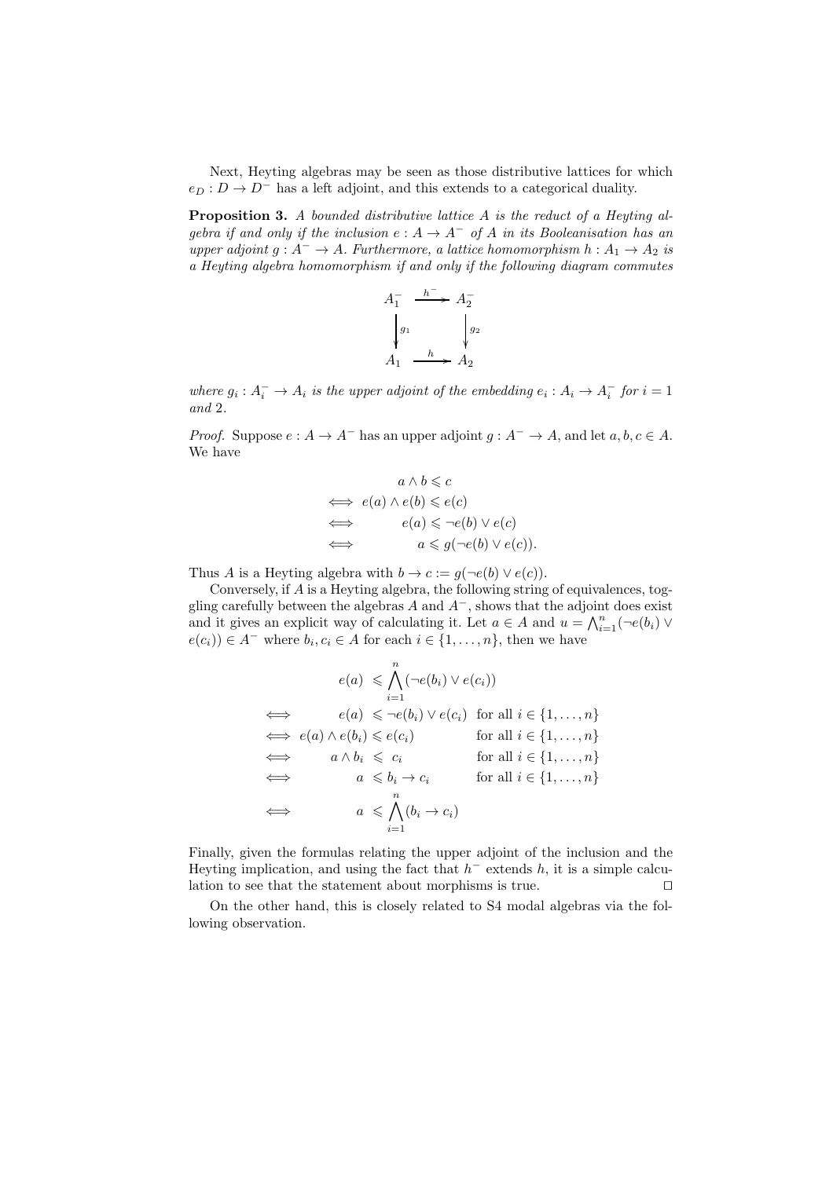Next, Heyting algebras may be seen as those distributive lattices for which $e_D : D \to D^-$ has a left adjoint, and this extends to a categorical duality.

**Proposition 3.** *A bounded distributive lattice $A$ is the reduct of a Heyting algebra if and only if the inclusion $e : A \to A^-$ of $A$ in its Booleanisation has an upper adjoint $g : A^- \to A$. Furthermore, a lattice homomorphism $h : A_1 \to A_2$ is a Heyting algebra homomorphism if and only if the following diagram commutes*

$$\begin{array}{ccc} A_1^- & \xrightarrow{h^-} & A_2^- \\ \downarrow g_1 & & \downarrow g_2 \\ A_1 & \xrightarrow{h} & A_2 \end{array}$$

*where $g_i : A_i^- \to A_i$ is the upper adjoint of the embedding $e_i : A_i \to A_i^-$ for $i = 1$ and $2$.*

*Proof.* Suppose $e : A \to A^-$ has an upper adjoint $g : A^- \to A$, and let $a, b, c \in A$. We have

$$\begin{aligned} & a \wedge b \leqslant c \\ \iff\; & e(a) \wedge e(b) \leqslant e(c) \\ \iff\; & e(a) \leqslant \neg e(b) \vee e(c) \\ \iff\; & a \leqslant g(\neg e(b) \vee e(c)). \end{aligned}$$

Thus $A$ is a Heyting algebra with $b \to c := g(\neg e(b) \vee e(c))$.

Conversely, if $A$ is a Heyting algebra, the following string of equivalences, toggling carefully between the algebras $A$ and $A^-$, shows that the adjoint does exist and it gives an explicit way of calculating it. Let $a \in A$ and $u = \bigwedge_{i=1}^{n}(\neg e(b_i) \vee e(c_i)) \in A^-$ where $b_i, c_i \in A$ for each $i \in \{1, \ldots, n\}$, then we have

$$\begin{aligned} & e(a) \leqslant \bigwedge_{i=1}^{n}(\neg e(b_i) \vee e(c_i)) & \\ \iff\; & e(a) \leqslant \neg e(b_i) \vee e(c_i) & \text{for all } i \in \{1, \ldots, n\} \\ \iff\; & e(a) \wedge e(b_i) \leqslant e(c_i) & \text{for all } i \in \{1, \ldots, n\} \\ \iff\; & a \wedge b_i \leqslant c_i & \text{for all } i \in \{1, \ldots, n\} \\ \iff\; & a \leqslant b_i \to c_i & \text{for all } i \in \{1, \ldots, n\} \\ \iff\; & a \leqslant \bigwedge_{i=1}^{n}(b_i \to c_i) & \end{aligned}$$

Finally, given the formulas relating the upper adjoint of the inclusion and the Heyting implication, and using the fact that $h^-$ extends $h$, it is a simple calculation to see that the statement about morphisms is true. ☐

On the other hand, this is closely related to S4 modal algebras via the following observation.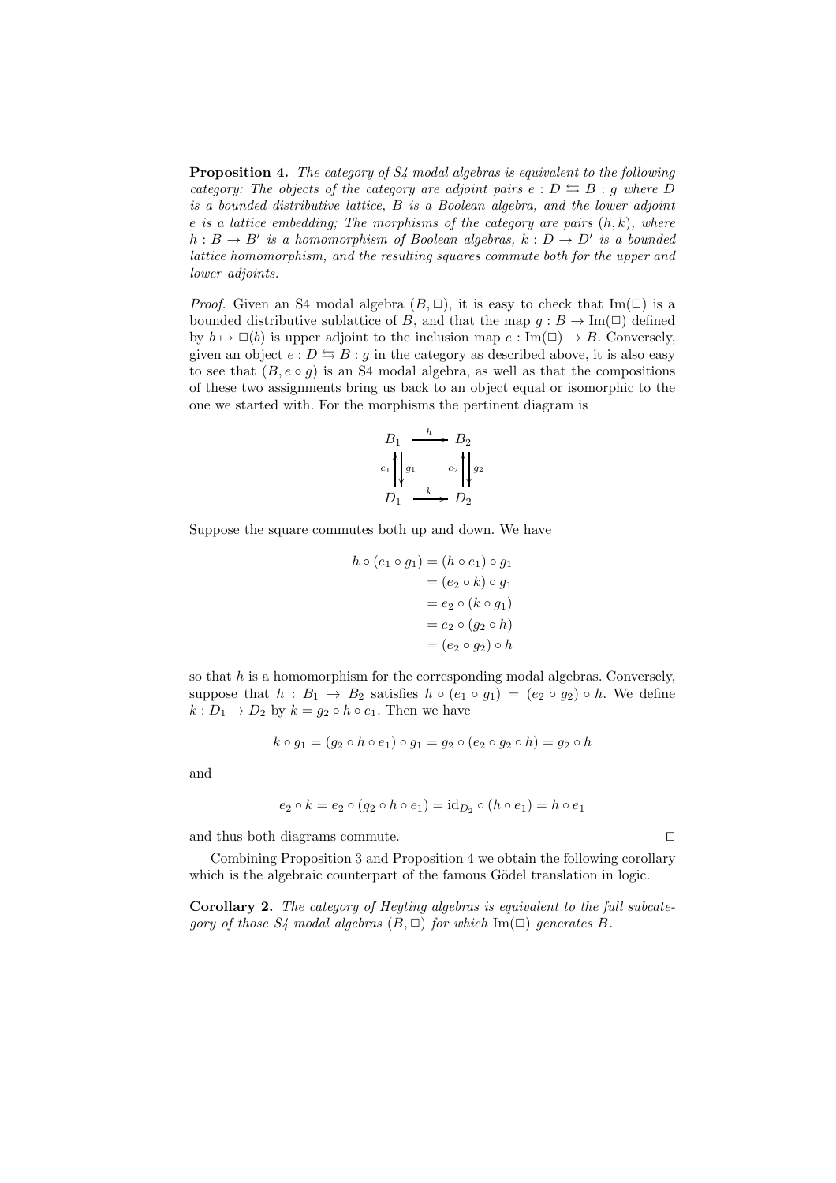**Proposition 4.** *The category of S4 modal algebras is equivalent to the following category: The objects of the category are adjoint pairs $e : D \leftrightarrows B : g$ where $D$ is a bounded distributive lattice, $B$ is a Boolean algebra, and the lower adjoint $e$ is a lattice embedding; The morphisms of the category are pairs $(h, k)$, where $h : B \to B'$ is a homomorphism of Boolean algebras, $k : D \to D'$ is a bounded lattice homomorphism, and the resulting squares commute both for the upper and lower adjoints.*

*Proof.* Given an S4 modal algebra $(B, \Box)$, it is easy to check that $\mathrm{Im}(\Box)$ is a bounded distributive sublattice of $B$, and that the map $g : B \to \mathrm{Im}(\Box)$ defined by $b \mapsto \Box(b)$ is upper adjoint to the inclusion map $e : \mathrm{Im}(\Box) \to B$. Conversely, given an object $e : D \leftrightarrows B : g$ in the category as described above, it is also easy to see that $(B, e \circ g)$ is an S4 modal algebra, as well as that the compositions of these two assignments bring us back to an object equal or isomorphic to the one we started with. For the morphisms the pertinent diagram is

$$\begin{array}{ccc} B_1 & \xrightarrow{h} & B_2 \\ e_1 \big\uparrow \big\downarrow g_1 & & e_2 \big\uparrow \big\downarrow g_2 \\ D_1 & \xrightarrow{k} & D_2 \end{array}$$

Suppose the square commutes both up and down. We have

$$\begin{aligned} h \circ (e_1 \circ g_1) &= (h \circ e_1) \circ g_1 \\ &= (e_2 \circ k) \circ g_1 \\ &= e_2 \circ (k \circ g_1) \\ &= e_2 \circ (g_2 \circ h) \\ &= (e_2 \circ g_2) \circ h \end{aligned}$$

so that $h$ is a homomorphism for the corresponding modal algebras. Conversely, suppose that $h : B_1 \to B_2$ satisfies $h \circ (e_1 \circ g_1) = (e_2 \circ g_2) \circ h$. We define $k : D_1 \to D_2$ by $k = g_2 \circ h \circ e_1$. Then we have

$$k \circ g_1 = (g_2 \circ h \circ e_1) \circ g_1 = g_2 \circ (e_2 \circ g_2 \circ h) = g_2 \circ h$$

and

$$e_2 \circ k = e_2 \circ (g_2 \circ h \circ e_1) = \mathrm{id}_{D_2} \circ (h \circ e_1) = h \circ e_1$$

and thus both diagrams commute. $\Box$

Combining Proposition 3 and Proposition 4 we obtain the following corollary which is the algebraic counterpart of the famous Gödel translation in logic.

**Corollary 2.** *The category of Heyting algebras is equivalent to the full subcategory of those S4 modal algebras $(B, \Box)$ for which $\mathrm{Im}(\Box)$ generates $B$.*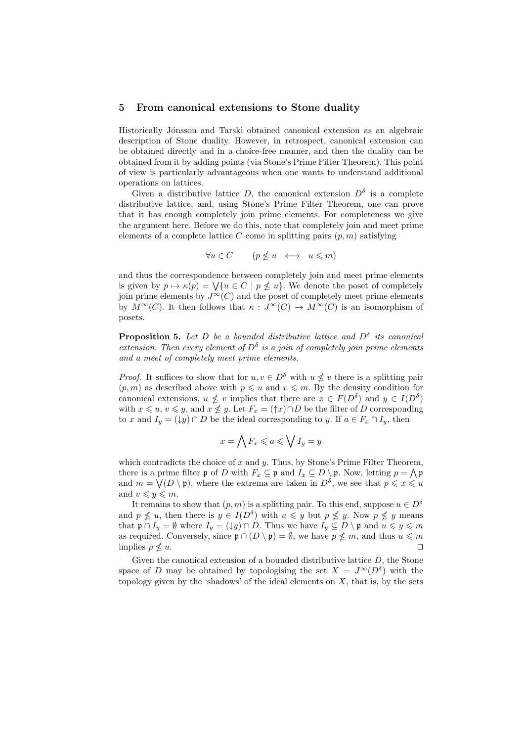## 5 From canonical extensions to Stone duality

Historically Jónsson and Tarski obtained canonical extension as an algebraic description of Stone duality. However, in retrospect, canonical extension can be obtained directly and in a choice-free manner, and then the duality can be obtained from it by adding points (via Stone's Prime Filter Theorem). This point of view is particularly advantageous when one wants to understand additional operations on lattices.

Given a distributive lattice $D$, the canonical extension $D^\delta$ is a complete distributive lattice, and, using Stone's Prime Filter Theorem, one can prove that it has enough completely join prime elements. For completeness we give the argument here. Before we do this, note that completely join and meet prime elements of a complete lattice $C$ come in splitting pairs $(p, m)$ satisfying

$$\forall u \in C \qquad (p \nleqslant u \iff u \leqslant m)$$

and thus the correspondence between completely join and meet prime elements is given by $p \mapsto \kappa(p) = \bigvee\{u \in C \mid p \nleqslant u\}$. We denote the poset of completely join prime elements by $J^\infty(C)$ and the poset of completely meet prime elements by $M^\infty(C)$. It then follows that $\kappa : J^\infty(C) \to M^\infty(C)$ is an isomorphism of posets.

**Proposition 5.** *Let $D$ be a bounded distributive lattice and $D^\delta$ its canonical extension. Then every element of $D^\delta$ is a join of completely join prime elements and a meet of completely meet prime elements.*

*Proof.* It suffices to show that for $u, v \in D^\delta$ with $u \nleqslant v$ there is a splitting pair $(p, m)$ as described above with $p \leqslant u$ and $v \leqslant m$. By the density condition for canonical extensions, $u \nleqslant v$ implies that there are $x \in F(D^\delta)$ and $y \in I(D^\delta)$ with $x \leqslant u$, $v \leqslant y$, and $x \nleqslant y$. Let $F_x = (\uparrow x) \cap D$ be the filter of $D$ corresponding to $x$ and $I_y = (\downarrow y) \cap D$ be the ideal corresponding to $y$. If $a \in F_x \cap I_y$, then

$$x = \bigwedge F_x \leqslant a \leqslant \bigvee I_y = y$$

which contradicts the choice of $x$ and $y$. Thus, by Stone's Prime Filter Theorem, there is a prime filter $\mathfrak{p}$ of $D$ with $F_x \subseteq \mathfrak{p}$ and $I_x \subseteq D \setminus \mathfrak{p}$. Now, letting $p = \bigwedge \mathfrak{p}$ and $m = \bigvee(D \setminus \mathfrak{p})$, where the extrema are taken in $D^\delta$, we see that $p \leqslant x \leqslant u$ and $v \leqslant y \leqslant m$.

It remains to show that $(p, m)$ is a splitting pair. To this end, suppose $u \in D^\delta$ and $p \nleqslant u$, then there is $y \in I(D^\delta)$ with $u \leqslant y$ but $p \nleqslant y$. Now $p \nleqslant y$ means that $\mathfrak{p} \cap I_y = \emptyset$ where $I_y = (\downarrow y) \cap D$. Thus we have $I_y \subseteq D \setminus \mathfrak{p}$ and $u \leqslant y \leqslant m$ as required. Conversely, since $\mathfrak{p} \cap (D \setminus \mathfrak{p}) = \emptyset$, we have $p \nleqslant m$, and thus $u \leqslant m$ implies $p \nleqslant u$. $\square$

Given the canonical extension of a bounded distributive lattice $D$, the Stone space of $D$ may be obtained by topologising the set $X = J^\infty(D^\delta)$ with the topology given by the 'shadows' of the ideal elements on $X$, that is, by the sets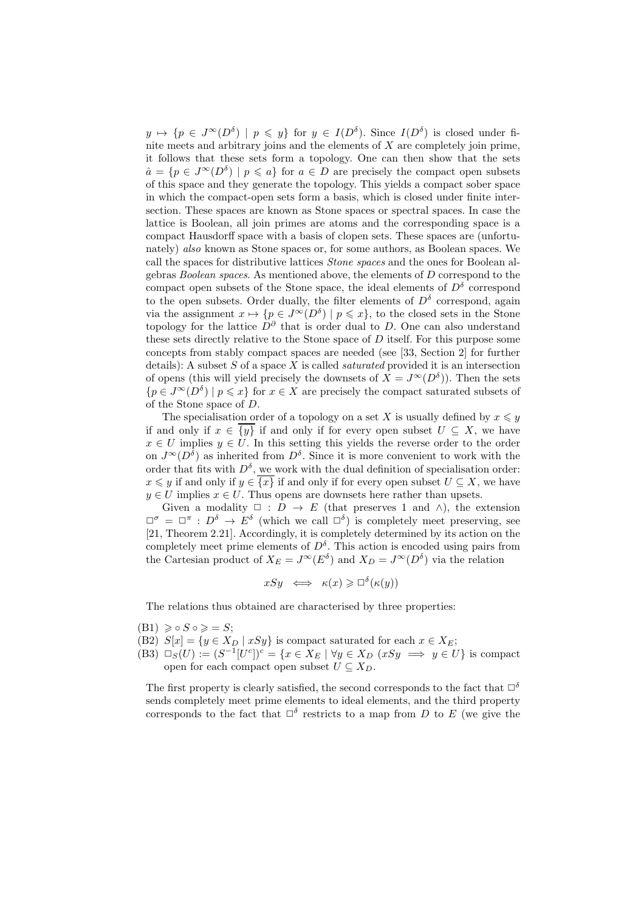$y \mapsto \{p \in J^\infty(D^\delta) \mid p \leqslant y\}$ for $y \in I(D^\delta)$. Since $I(D^\delta)$ is closed under finite meets and arbitrary joins and the elements of $X$ are completely join prime, it follows that these sets form a topology. One can then show that the sets $\hat{a} = \{p \in J^\infty(D^\delta) \mid p \leqslant a\}$ for $a \in D$ are precisely the compact open subsets of this space and they generate the topology. This yields a compact sober space in which the compact-open sets form a basis, which is closed under finite intersection. These spaces are known as Stone spaces or spectral spaces. In case the lattice is Boolean, all join primes are atoms and the corresponding space is a compact Hausdorff space with a basis of clopen sets. These spaces are (unfortunately) *also* known as Stone spaces or, for some authors, as Boolean spaces. We call the spaces for distributive lattices *Stone spaces* and the ones for Boolean algebras *Boolean spaces*. As mentioned above, the elements of $D$ correspond to the compact open subsets of the Stone space, the ideal elements of $D^\delta$ correspond to the open subsets. Order dually, the filter elements of $D^\delta$ correspond, again via the assignment $x \mapsto \{p \in J^\infty(D^\delta) \mid p \leqslant x\}$, to the closed sets in the Stone topology for the lattice $D^\partial$ that is order dual to $D$. One can also understand these sets directly relative to the Stone space of $D$ itself. For this purpose some concepts from stably compact spaces are needed (see [33, Section 2] for further details): A subset $S$ of a space $X$ is called *saturated* provided it is an intersection of opens (this will yield precisely the downsets of $X = J^\infty(D^\delta)$). Then the sets $\{p \in J^\infty(D^\delta) \mid p \leqslant x\}$ for $x \in X$ are precisely the compact saturated subsets of of the Stone space of $D$.

The specialisation order of a topology on a set $X$ is usually defined by $x \leqslant y$ if and only if $x \in \overline{\{y\}}$ if and only if for every open subset $U \subseteq X$, we have $x \in U$ implies $y \in U$. In this setting this yields the reverse order to the order on $J^\infty(D^\delta)$ as inherited from $D^\delta$. Since it is more convenient to work with the order that fits with $D^\delta$, we work with the dual definition of specialisation order: $x \leqslant y$ if and only if $y \in \overline{\{x\}}$ if and only if for every open subset $U \subseteq X$, we have $y \in U$ implies $x \in U$. Thus opens are downsets here rather than upsets.

Given a modality $\Box : D \to E$ (that preserves 1 and $\wedge$), the extension $\Box^\sigma = \Box^\pi : D^\delta \to E^\delta$ (which we call $\Box^\delta$) is completely meet preserving, see [21, Theorem 2.21]. Accordingly, it is completely determined by its action on the completely meet prime elements of $D^\delta$. This action is encoded using pairs from the Cartesian product of $X_E = J^\infty(E^\delta)$ and $X_D = J^\infty(D^\delta)$ via the relation

$$xSy \iff \kappa(x) \geqslant \Box^\delta(\kappa(y))$$

The relations thus obtained are characterised by three properties:

(B1) $\geqslant \circ\, S \circ \geqslant\, = S$;
(B2) $S[x] = \{y \in X_D \mid xSy\}$ is compact saturated for each $x \in X_E$;
(B3) $\Box_S(U) := (S^{-1}[U^c])^c = \{x \in X_E \mid \forall y \in X_D\ (xSy \implies y \in U\}$ is compact open for each compact open subset $U \subseteq X_D$.

The first property is clearly satisfied, the second corresponds to the fact that $\Box^\delta$ sends completely meet prime elements to ideal elements, and the third property corresponds to the fact that $\Box^\delta$ restricts to a map from $D$ to $E$ (we give the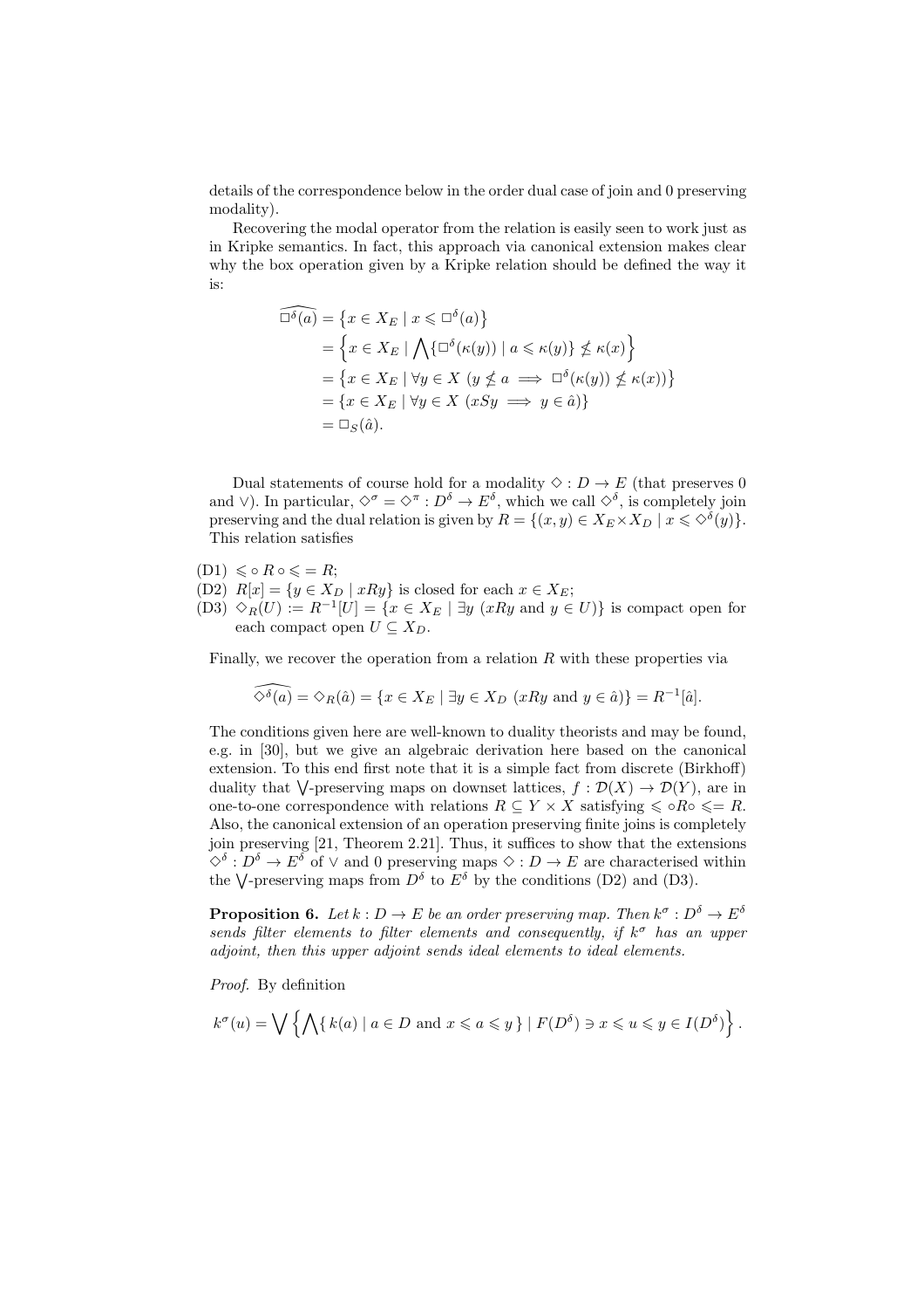details of the correspondence below in the order dual case of join and 0 preserving modality).

Recovering the modal operator from the relation is easily seen to work just as in Kripke semantics. In fact, this approach via canonical extension makes clear why the box operation given by a Kripke relation should be defined the way it is:

$$
\begin{aligned}
\widehat{\Box^\delta(a)} &= \{x \in X_E \mid x \leqslant \Box^\delta(a)\} \\
&= \Big\{x \in X_E \mid \bigwedge\{\Box^\delta(\kappa(y)) \mid a \leqslant \kappa(y)\} \nleqslant \kappa(x)\Big\} \\
&= \{x \in X_E \mid \forall y \in X \ (y \nleqslant a \implies \Box^\delta(\kappa(y)) \nleqslant \kappa(x))\} \\
&= \{x \in X_E \mid \forall y \in X \ (xSy \implies y \in \hat{a})\} \\
&= \Box_S(\hat{a}).
\end{aligned}
$$

Dual statements of course hold for a modality $\Diamond : D \to E$ (that preserves 0 and $\vee$). In particular, $\Diamond^\sigma = \Diamond^\pi : D^\delta \to E^\delta$, which we call $\Diamond^\delta$, is completely join preserving and the dual relation is given by $R = \{(x, y) \in X_E \times X_D \mid x \leqslant \Diamond^\delta(y)\}$. This relation satisfies

(D1) $\leqslant \circ R \circ \leqslant = R$;
(D2) $R[x] = \{y \in X_D \mid xRy\}$ is closed for each $x \in X_E$;
(D3) $\Diamond_R(U) := R^{-1}[U] = \{x \in X_E \mid \exists y \ (xRy \text{ and } y \in U)\}$ is compact open for each compact open $U \subseteq X_D$.

Finally, we recover the operation from a relation $R$ with these properties via

$$
\widehat{\Diamond^\delta(a)} = \Diamond_R(\hat{a}) = \{x \in X_E \mid \exists y \in X_D \ (xRy \text{ and } y \in \hat{a})\} = R^{-1}[\hat{a}].
$$

The conditions given here are well-known to duality theorists and may be found, e.g. in [30], but we give an algebraic derivation here based on the canonical extension. To this end first note that it is a simple fact from discrete (Birkhoff) duality that $\bigvee$-preserving maps on downset lattices, $f : \mathcal{D}(X) \to \mathcal{D}(Y)$, are in one-to-one correspondence with relations $R \subseteq Y \times X$ satisfying $\leqslant \circ R \circ \leqslant = R$. Also, the canonical extension of an operation preserving finite joins is completely join preserving [21, Theorem 2.21]. Thus, it suffices to show that the extensions $\Diamond^\delta : D^\delta \to E^\delta$ of $\vee$ and 0 preserving maps $\Diamond : D \to E$ are characterised within the $\bigvee$-preserving maps from $D^\delta$ to $E^\delta$ by the conditions (D2) and (D3).

**Proposition 6.** *Let $k : D \to E$ be an order preserving map. Then $k^\sigma : D^\delta \to E^\delta$ sends filter elements to filter elements and consequently, if $k^\sigma$ has an upper adjoint, then this upper adjoint sends ideal elements to ideal elements.*

*Proof.* By definition

$$
k^\sigma(u) = \bigvee \Big\{ \bigwedge \{ k(a) \mid a \in D \text{ and } x \leqslant a \leqslant y \} \mid F(D^\delta) \ni x \leqslant u \leqslant y \in I(D^\delta) \Big\}.
$$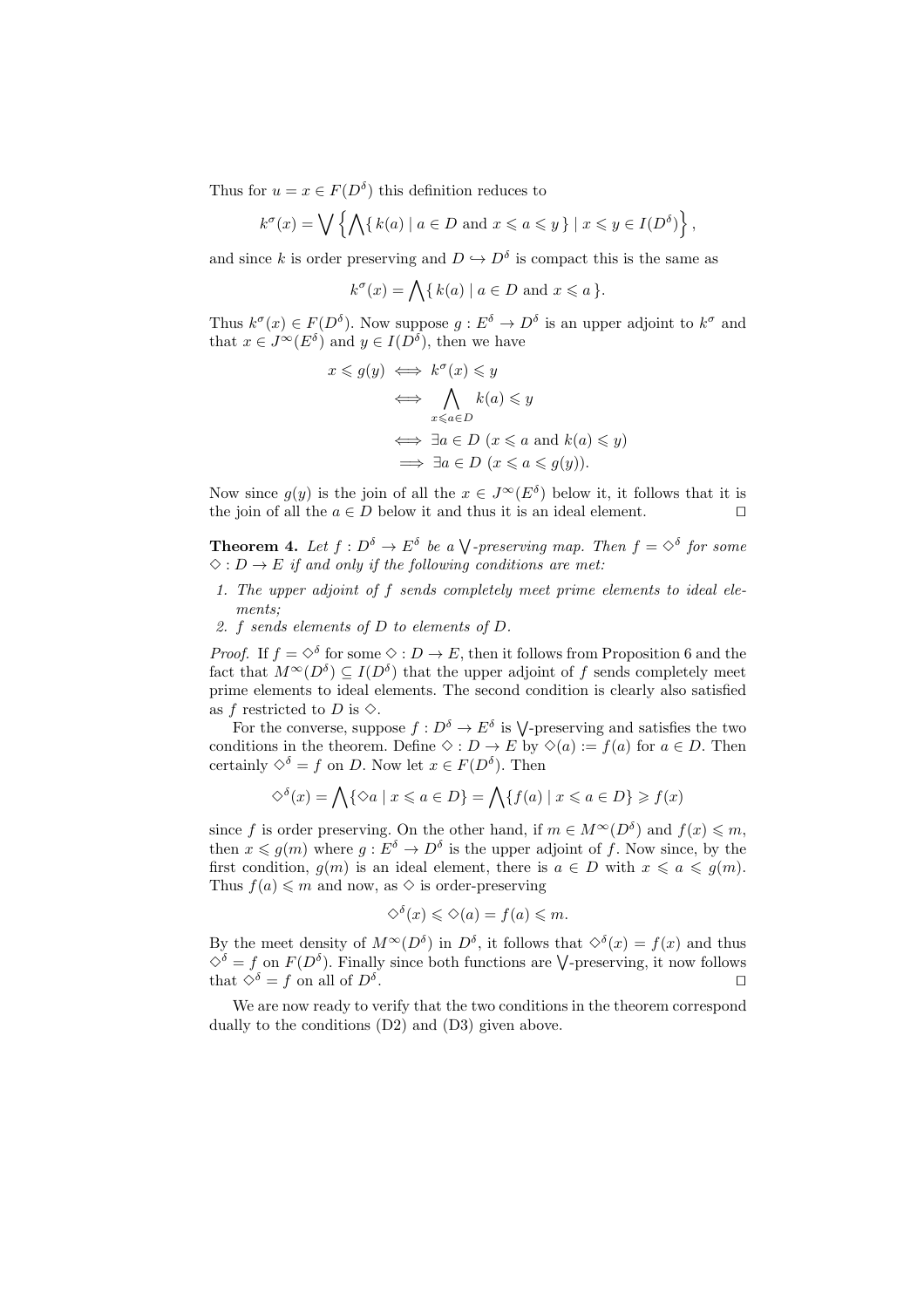Thus for $u = x \in F(D^\delta)$ this definition reduces to

$$k^\sigma(x) = \bigvee \left\{ \bigwedge \{ k(a) \mid a \in D \text{ and } x \leqslant a \leqslant y \} \mid x \leqslant y \in I(D^\delta) \right\},$$

and since $k$ is order preserving and $D \hookrightarrow D^\delta$ is compact this is the same as

$$k^\sigma(x) = \bigwedge \{ k(a) \mid a \in D \text{ and } x \leqslant a \}.$$

Thus $k^\sigma(x) \in F(D^\delta)$. Now suppose $g : E^\delta \to D^\delta$ is an upper adjoint to $k^\sigma$ and that $x \in J^\infty(E^\delta)$ and $y \in I(D^\delta)$, then we have

$$\begin{aligned}
x \leqslant g(y) &\iff k^\sigma(x) \leqslant y \\
&\iff \bigwedge_{x \leqslant a \in D} k(a) \leqslant y \\
&\iff \exists a \in D \ (x \leqslant a \text{ and } k(a) \leqslant y) \\
&\implies \exists a \in D \ (x \leqslant a \leqslant g(y)).
\end{aligned}$$

Now since $g(y)$ is the join of all the $x \in J^\infty(E^\delta)$ below it, it follows that it is the join of all the $a \in D$ below it and thus it is an ideal element. $\square$

**Theorem 4.** *Let $f : D^\delta \to E^\delta$ be a $\bigvee$-preserving map. Then $f = \Diamond^\delta$ for some $\Diamond : D \to E$ if and only if the following conditions are met:*

1. *The upper adjoint of $f$ sends completely meet prime elements to ideal elements;*
2. *$f$ sends elements of $D$ to elements of $D$.*

*Proof.* If $f = \Diamond^\delta$ for some $\Diamond : D \to E$, then it follows from Proposition 6 and the fact that $M^\infty(D^\delta) \subseteq I(D^\delta)$ that the upper adjoint of $f$ sends completely meet prime elements to ideal elements. The second condition is clearly also satisfied as $f$ restricted to $D$ is $\Diamond$.

For the converse, suppose $f : D^\delta \to E^\delta$ is $\bigvee$-preserving and satisfies the two conditions in the theorem. Define $\Diamond : D \to E$ by $\Diamond(a) := f(a)$ for $a \in D$. Then certainly $\Diamond^\delta = f$ on $D$. Now let $x \in F(D^\delta)$. Then

$$\Diamond^\delta(x) = \bigwedge \{ \Diamond a \mid x \leqslant a \in D \} = \bigwedge \{ f(a) \mid x \leqslant a \in D \} \geqslant f(x)$$

since $f$ is order preserving. On the other hand, if $m \in M^\infty(D^\delta)$ and $f(x) \leqslant m$, then $x \leqslant g(m)$ where $g : E^\delta \to D^\delta$ is the upper adjoint of $f$. Now since, by the first condition, $g(m)$ is an ideal element, there is $a \in D$ with $x \leqslant a \leqslant g(m)$. Thus $f(a) \leqslant m$ and now, as $\Diamond$ is order-preserving

$$\Diamond^\delta(x) \leqslant \Diamond(a) = f(a) \leqslant m.$$

By the meet density of $M^\infty(D^\delta)$ in $D^\delta$, it follows that $\Diamond^\delta(x) = f(x)$ and thus $\Diamond^\delta = f$ on $F(D^\delta)$. Finally since both functions are $\bigvee$-preserving, it now follows that $\Diamond^\delta = f$ on all of $D^\delta$. $\square$

We are now ready to verify that the two conditions in the theorem correspond dually to the conditions (D2) and (D3) given above.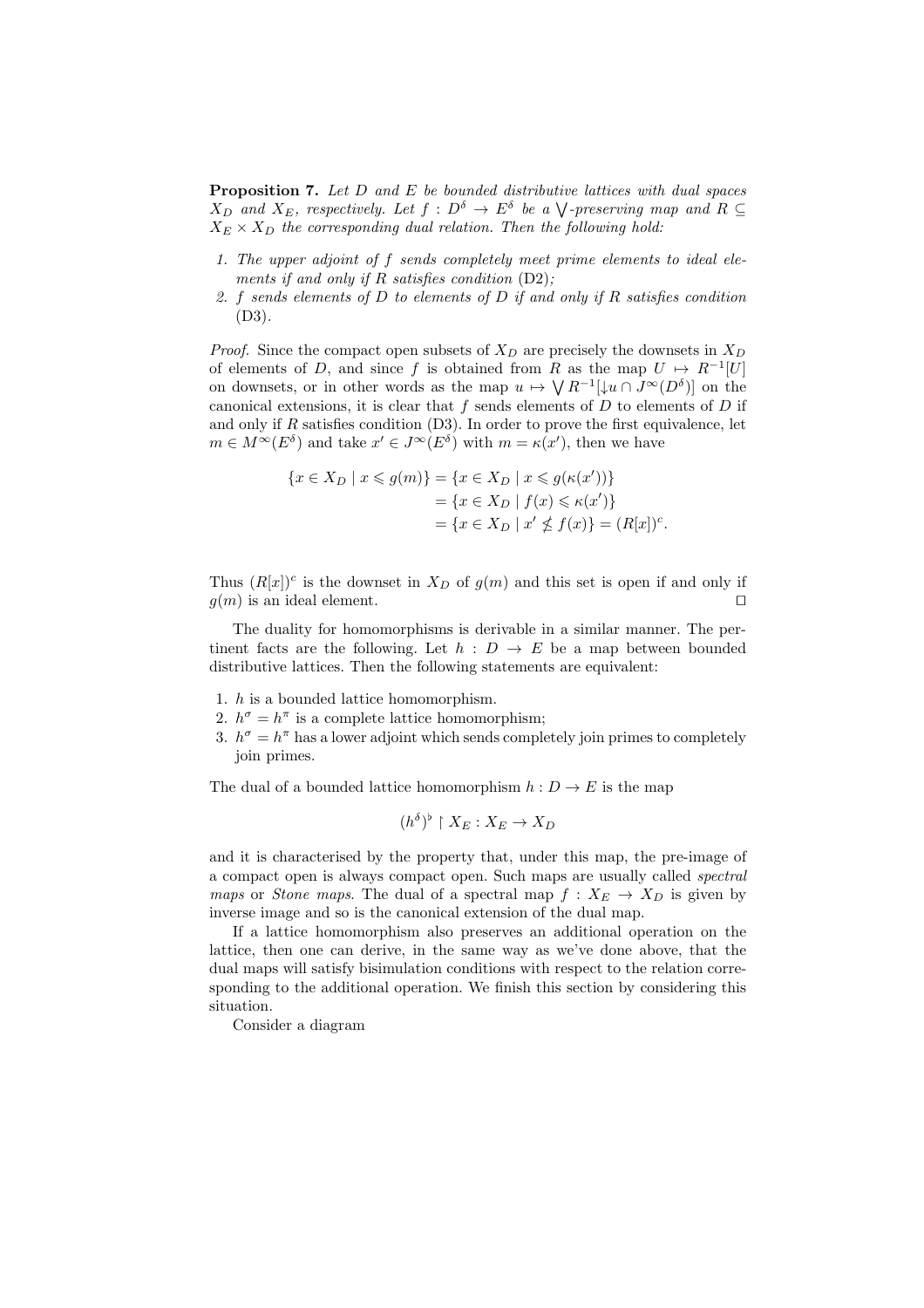**Proposition 7.** *Let $D$ and $E$ be bounded distributive lattices with dual spaces $X_D$ and $X_E$, respectively. Let $f : D^\delta \to E^\delta$ be a $\bigvee$-preserving map and $R \subseteq X_E \times X_D$ the corresponding dual relation. Then the following hold:*

1. *The upper adjoint of $f$ sends completely meet prime elements to ideal elements if and only if $R$ satisfies condition* (D2)*;*
2. *$f$ sends elements of $D$ to elements of $D$ if and only if $R$ satisfies condition* (D3)*.*

*Proof.* Since the compact open subsets of $X_D$ are precisely the downsets in $X_D$ of elements of $D$, and since $f$ is obtained from $R$ as the map $U \mapsto R^{-1}[U]$ on downsets, or in other words as the map $u \mapsto \bigvee R^{-1}[{\downarrow} u \cap J^\infty(D^\delta)]$ on the canonical extensions, it is clear that $f$ sends elements of $D$ to elements of $D$ if and only if $R$ satisfies condition (D3). In order to prove the first equivalence, let $m \in M^\infty(E^\delta)$ and take $x' \in J^\infty(E^\delta)$ with $m = \kappa(x')$, then we have

$$\begin{aligned}
\{x \in X_D \mid x \leqslant g(m)\} &= \{x \in X_D \mid x \leqslant g(\kappa(x'))\} \\
&= \{x \in X_D \mid f(x) \leqslant \kappa(x')\} \\
&= \{x \in X_D \mid x' \nleq f(x)\} = (R[x])^c.
\end{aligned}$$

Thus $(R[x])^c$ is the downset in $X_D$ of $g(m)$ and this set is open if and only if $g(m)$ is an ideal element. $\square$

The duality for homomorphisms is derivable in a similar manner. The pertinent facts are the following. Let $h : D \to E$ be a map between bounded distributive lattices. Then the following statements are equivalent:

1. $h$ is a bounded lattice homomorphism.
2. $h^\sigma = h^\pi$ is a complete lattice homomorphism;
3. $h^\sigma = h^\pi$ has a lower adjoint which sends completely join primes to completely join primes.

The dual of a bounded lattice homomorphism $h : D \to E$ is the map

$$(h^\delta)^\flat \restriction X_E : X_E \to X_D$$

and it is characterised by the property that, under this map, the pre-image of a compact open is always compact open. Such maps are usually called *spectral maps* or *Stone maps*. The dual of a spectral map $f : X_E \to X_D$ is given by inverse image and so is the canonical extension of the dual map.

If a lattice homomorphism also preserves an additional operation on the lattice, then one can derive, in the same way as we've done above, that the dual maps will satisfy bisimulation conditions with respect to the relation corresponding to the additional operation. We finish this section by considering this situation.

Consider a diagram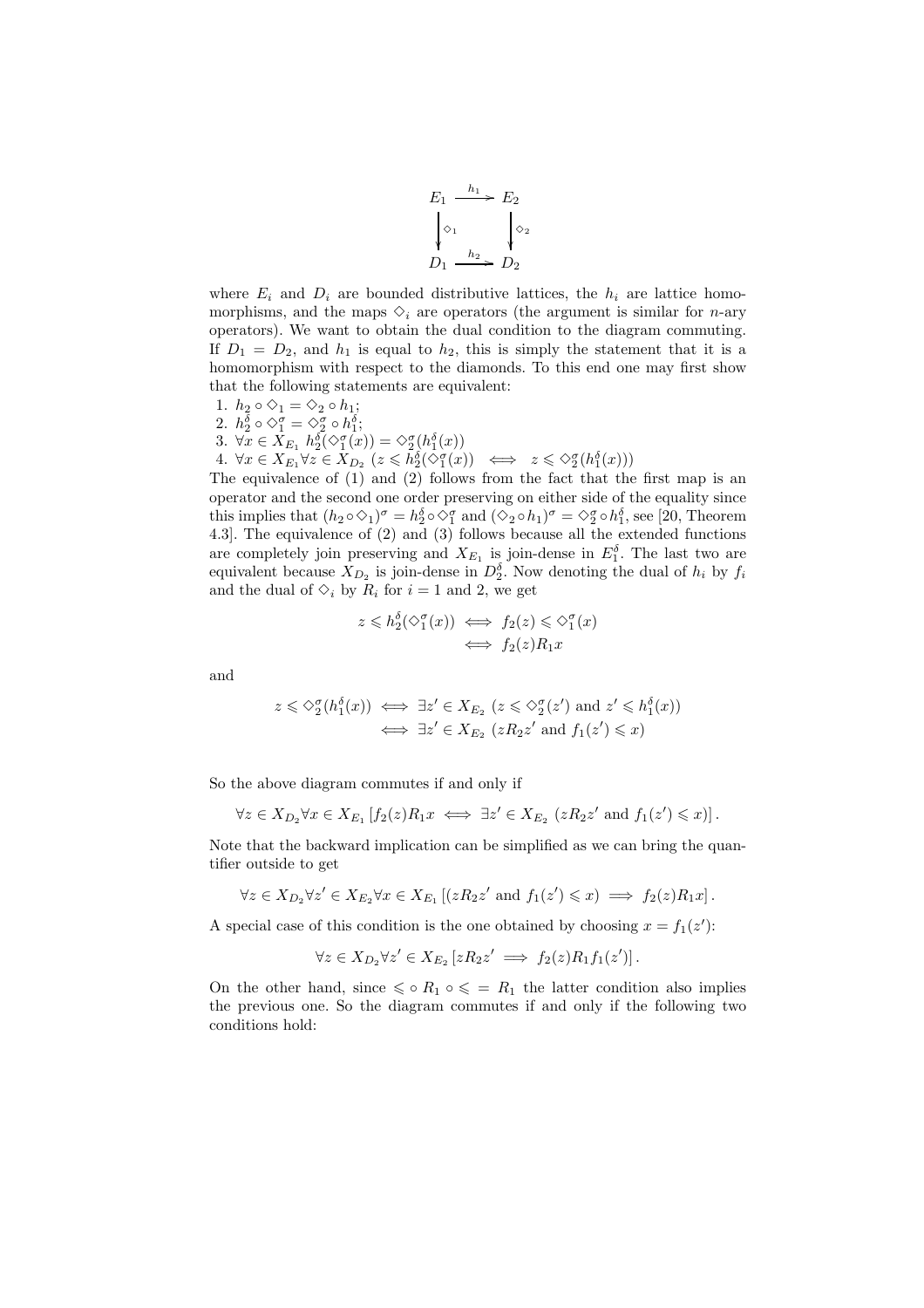$$
\begin{array}{ccc}
E_1 & \xrightarrow{h_1} & E_2 \\
\downarrow{\scriptstyle \Diamond_1} & & \downarrow{\scriptstyle \Diamond_2} \\
D_1 & \xrightarrow{h_2} & D_2
\end{array}
$$

where $E_i$ and $D_i$ are bounded distributive lattices, the $h_i$ are lattice homomorphisms, and the maps $\Diamond_i$ are operators (the argument is similar for $n$-ary operators). We want to obtain the dual condition to the diagram commuting. If $D_1 = D_2$, and $h_1$ is equal to $h_2$, this is simply the statement that it is a homomorphism with respect to the diamonds. To this end one may first show that the following statements are equivalent:

1. $h_2 \circ \Diamond_1 = \Diamond_2 \circ h_1$;
2. $h_2^\delta \circ \Diamond_1^\sigma = \Diamond_2^\sigma \circ h_1^\delta$;
3. $\forall x \in X_{E_1}\ h_2^\delta(\Diamond_1^\sigma(x)) = \Diamond_2^\sigma(h_1^\delta(x))$
4. $\forall x \in X_{E_1} \forall z \in X_{D_2}\ (z \leqslant h_2^\delta(\Diamond_1^\sigma(x)) \iff z \leqslant \Diamond_2^\sigma(h_1^\delta(x)))$

The equivalence of (1) and (2) follows from the fact that the first map is an operator and the second one order preserving on either side of the equality since this implies that $(h_2 \circ \Diamond_1)^\sigma = h_2^\delta \circ \Diamond_1^\sigma$ and $(\Diamond_2 \circ h_1)^\sigma = \Diamond_2^\sigma \circ h_1^\delta$, see [20, Theorem 4.3]. The equivalence of (2) and (3) follows because all the extended functions are completely join preserving and $X_{E_1}$ is join-dense in $E_1^\delta$. The last two are equivalent because $X_{D_2}$ is join-dense in $D_2^\delta$. Now denoting the dual of $h_i$ by $f_i$ and the dual of $\Diamond_i$ by $R_i$ for $i = 1$ and 2, we get

$$
\begin{aligned}
z \leqslant h_2^\delta(\Diamond_1^\sigma(x)) &\iff f_2(z) \leqslant \Diamond_1^\sigma(x) \\
&\iff f_2(z) R_1 x
\end{aligned}
$$

and

$$
\begin{aligned}
z \leqslant \Diamond_2^\sigma(h_1^\delta(x)) &\iff \exists z' \in X_{E_2}\ (z \leqslant \Diamond_2^\sigma(z') \text{ and } z' \leqslant h_1^\delta(x)) \\
&\iff \exists z' \in X_{E_2}\ (z R_2 z' \text{ and } f_1(z') \leqslant x)
\end{aligned}
$$

So the above diagram commutes if and only if

$$
\forall z \in X_{D_2} \forall x \in X_{E_1} \left[ f_2(z) R_1 x \iff \exists z' \in X_{E_2}\ (z R_2 z' \text{ and } f_1(z') \leqslant x) \right].
$$

Note that the backward implication can be simplified as we can bring the quantifier outside to get

$$
\forall z \in X_{D_2} \forall z' \in X_{E_2} \forall x \in X_{E_1} \left[ (z R_2 z' \text{ and } f_1(z') \leqslant x) \implies f_2(z) R_1 x \right].
$$

A special case of this condition is the one obtained by choosing $x = f_1(z')$:

$$
\forall z \in X_{D_2} \forall z' \in X_{E_2} \left[ z R_2 z' \implies f_2(z) R_1 f_1(z') \right].
$$

On the other hand, since $\leqslant \circ R_1 \circ \leqslant\ =\ R_1$ the latter condition also implies the previous one. So the diagram commutes if and only if the following two conditions hold: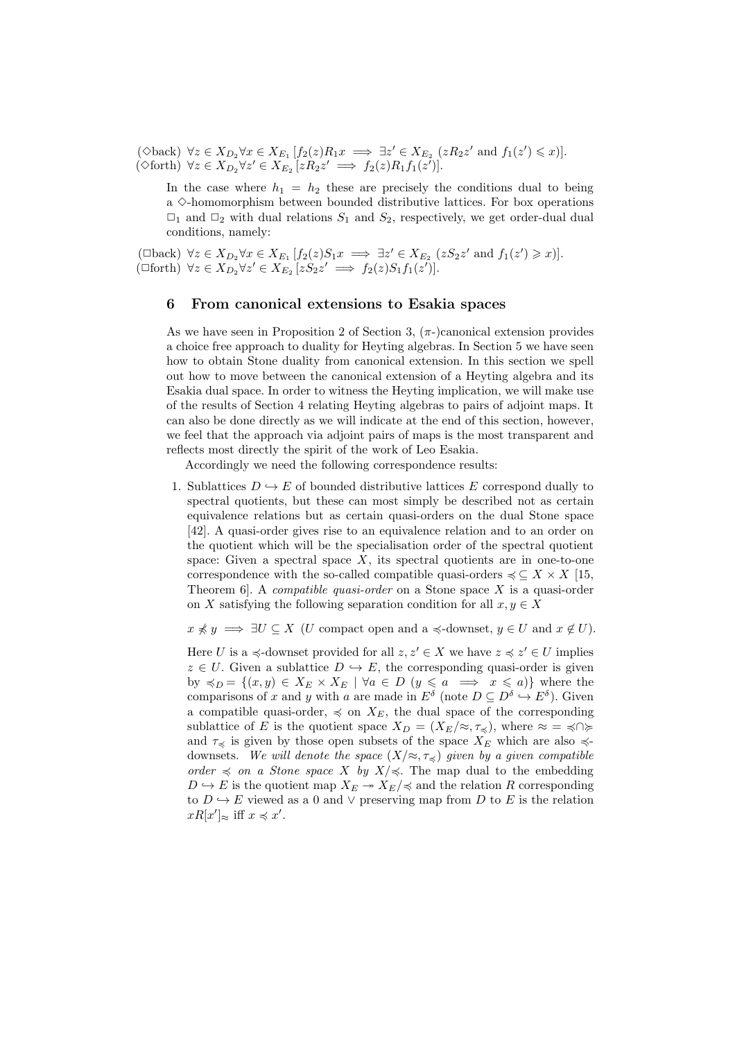($\Diamond$back) $\forall z \in X_{D_2} \forall x \in X_{E_1}\, [f_2(z) R_1 x \implies \exists z' \in X_{E_2}\ (z R_2 z' \text{ and } f_1(z') \leqslant x)]$.
($\Diamond$forth) $\forall z \in X_{D_2} \forall z' \in X_{E_2}\, [z R_2 z' \implies f_2(z) R_1 f_1(z')]$.

In the case where $h_1 = h_2$ these are precisely the conditions dual to being a $\Diamond$-homomorphism between bounded distributive lattices. For box operations $\Box_1$ and $\Box_2$ with dual relations $S_1$ and $S_2$, respectively, we get order-dual dual conditions, namely:

($\Box$back) $\forall z \in X_{D_2} \forall x \in X_{E_1}\, [f_2(z) S_1 x \implies \exists z' \in X_{E_2}\ (z S_2 z' \text{ and } f_1(z') \geqslant x)]$.
($\Box$forth) $\forall z \in X_{D_2} \forall z' \in X_{E_2}\, [z S_2 z' \implies f_2(z) S_1 f_1(z')]$.

## 6 From canonical extensions to Esakia spaces

As we have seen in Proposition 2 of Section 3, ($\pi$-)canonical extension provides a choice free approach to duality for Heyting algebras. In Section 5 we have seen how to obtain Stone duality from canonical extension. In this section we spell out how to move between the canonical extension of a Heyting algebra and its Esakia dual space. In order to witness the Heyting implication, we will make use of the results of Section 4 relating Heyting algebras to pairs of adjoint maps. It can also be done directly as we will indicate at the end of this section, however, we feel that the approach via adjoint pairs of maps is the most transparent and reflects most directly the spirit of the work of Leo Esakia.

Accordingly we need the following correspondence results:

1. Sublattices $D \hookrightarrow E$ of bounded distributive lattices $E$ correspond dually to spectral quotients, but these can most simply be described not as certain equivalence relations but as certain quasi-orders on the dual Stone space [42]. A quasi-order gives rise to an equivalence relation and to an order on the quotient which will be the specialisation order of the spectral quotient space: Given a spectral space $X$, its spectral quotients are in one-to-one correspondence with the so-called compatible quasi-orders $\preccurlyeq \subseteq X \times X$ [15, Theorem 6]. A *compatible quasi-order* on a Stone space $X$ is a quasi-order on $X$ satisfying the following separation condition for all $x, y \in X$

   $x \not\preccurlyeq y \implies \exists U \subseteq X\ (U \text{ compact open and a } \preccurlyeq\text{-downset}, y \in U \text{ and } x \notin U)$.

   Here $U$ is a $\preccurlyeq$-downset provided for all $z, z' \in X$ we have $z \preccurlyeq z' \in U$ implies $z \in U$. Given a sublattice $D \hookrightarrow E$, the corresponding quasi-order is given by $\preccurlyeq_D = \{(x, y) \in X_E \times X_E \mid \forall a \in D\ (y \leqslant a \implies x \leqslant a)\}$ where the comparisons of $x$ and $y$ with $a$ are made in $E^\delta$ (note $D \subseteq D^\delta \hookrightarrow E^\delta$). Given a compatible quasi-order, $\preccurlyeq$ on $X_E$, the dual space of the corresponding sublattice of $E$ is the quotient space $X_D = (X_E/{\approx}, \tau_\preccurlyeq)$, where $\approx\, = \,\preccurlyeq \cap \succcurlyeq$ and $\tau_\preccurlyeq$ is given by those open subsets of the space $X_E$ which are also $\preccurlyeq$-downsets. *We will denote the space $(X/{\approx}, \tau_\preccurlyeq)$ given by a given compatible order $\preccurlyeq$ on a Stone space $X$ by $X/{\preccurlyeq}$.* The map dual to the embedding $D \hookrightarrow E$ is the quotient map $X_E \twoheadrightarrow X_E/{\preccurlyeq}$ and the relation $R$ corresponding to $D \hookrightarrow E$ viewed as a 0 and $\vee$ preserving map from $D$ to $E$ is the relation $xR[x']_\approx$ iff $x \preccurlyeq x'$.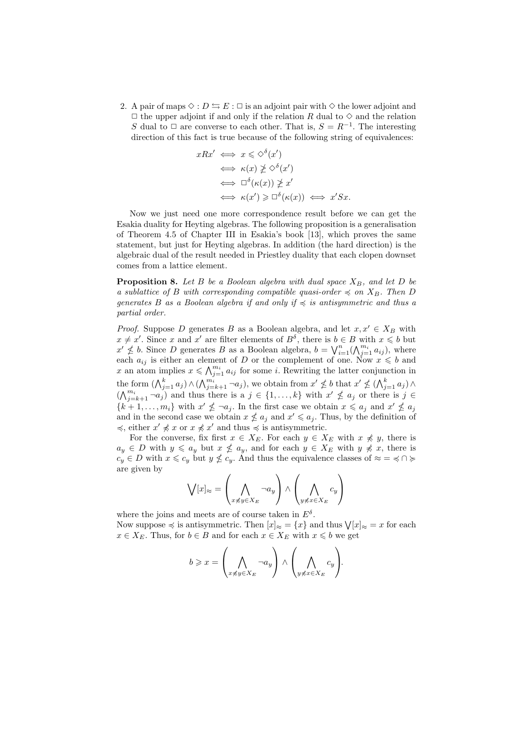2. A pair of maps $\Diamond : D \leftrightarrows E : \Box$ is an adjoint pair with $\Diamond$ the lower adjoint and $\Box$ the upper adjoint if and only if the relation $R$ dual to $\Diamond$ and the relation $S$ dual to $\Box$ are converse to each other. That is, $S = R^{-1}$. The interesting direction of this fact is true because of the following string of equivalences:

$$\begin{aligned} xRx' &\iff x \leqslant \Diamond^\delta(x') \\ &\iff \kappa(x) \ngeqslant \Diamond^\delta(x') \\ &\iff \Box^\delta(\kappa(x)) \ngeqslant x' \\ &\iff \kappa(x') \geqslant \Box^\delta(\kappa(x)) \iff x'Sx. \end{aligned}$$

Now we just need one more correspondence result before we can get the Esakia duality for Heyting algebras. The following proposition is a generalisation of Theorem 4.5 of Chapter III in Esakia's book [13], which proves the same statement, but just for Heyting algebras. In addition (the hard direction) is the algebraic dual of the result needed in Priestley duality that each clopen downset comes from a lattice element.

**Proposition 8.** *Let $B$ be a Boolean algebra with dual space $X_B$, and let $D$ be a sublattice of $B$ with corresponding compatible quasi-order $\preccurlyeq$ on $X_B$. Then $D$ generates $B$ as a Boolean algebra if and only if $\preccurlyeq$ is antisymmetric and thus a partial order.*

*Proof.* Suppose $D$ generates $B$ as a Boolean algebra, and let $x, x' \in X_B$ with $x \neq x'$. Since $x$ and $x'$ are filter elements of $B^\delta$, there is $b \in B$ with $x \leqslant b$ but $x' \nleqslant b$. Since $D$ generates $B$ as a Boolean algebra, $b = \bigvee_{i=1}^{n}(\bigwedge_{j=1}^{m_i} a_{ij})$, where each $a_{ij}$ is either an element of $D$ or the complement of one. Now $x \leqslant b$ and $x$ an atom implies $x \leqslant \bigwedge_{j=1}^{m_i} a_{ij}$ for some $i$. Rewriting the latter conjunction in the form $(\bigwedge_{j=1}^{k} a_j) \wedge (\bigwedge_{j=k+1}^{m_i} \neg a_j)$, we obtain from $x' \nleqslant b$ that $x' \nleqslant (\bigwedge_{j=1}^{k} a_j) \wedge (\bigwedge_{j=k+1}^{m_i} \neg a_j)$ and thus there is a $j \in \{1, \ldots, k\}$ with $x' \nleqslant a_j$ or there is $j \in \{k+1, \ldots, m_i\}$ with $x' \nleqslant \neg a_j$. In the first case we obtain $x \leqslant a_j$ and $x' \nleqslant a_j$ and in the second case we obtain $x \nleqslant a_j$ and $x' \leqslant a_j$. Thus, by the definition of $\preccurlyeq$, either $x' \not\preccurlyeq x$ or $x \not\preccurlyeq x'$ and thus $\preccurlyeq$ is antisymmetric.

For the converse, fix first $x \in X_E$. For each $y \in X_E$ with $x \not\preccurlyeq y$, there is $a_y \in D$ with $y \leqslant a_y$ but $x \nleqslant a_y$, and for each $y \in X_E$ with $y \not\preccurlyeq x$, there is $c_y \in D$ with $x \leqslant c_y$ but $y \nleqslant c_y$. And thus the equivalence classes of $\approx = \preccurlyeq \cap \succcurlyeq$ are given by

$$\bigvee [x]_\approx = \left( \bigwedge_{x \not\preccurlyeq y \in X_E} \neg a_y \right) \wedge \left( \bigwedge_{y \not\preccurlyeq x \in X_E} c_y \right)$$

where the joins and meets are of course taken in $E^\delta$.
Now suppose $\preccurlyeq$ is antisymmetric. Then $[x]_\approx = \{x\}$ and thus $\bigvee [x]_\approx = x$ for each $x \in X_E$. Thus, for $b \in B$ and for each $x \in X_E$ with $x \leqslant b$ we get

$$b \geqslant x = \left( \bigwedge_{x \not\preccurlyeq y \in X_E} \neg a_y \right) \wedge \left( \bigwedge_{y \not\preccurlyeq x \in X_E} c_y \right).$$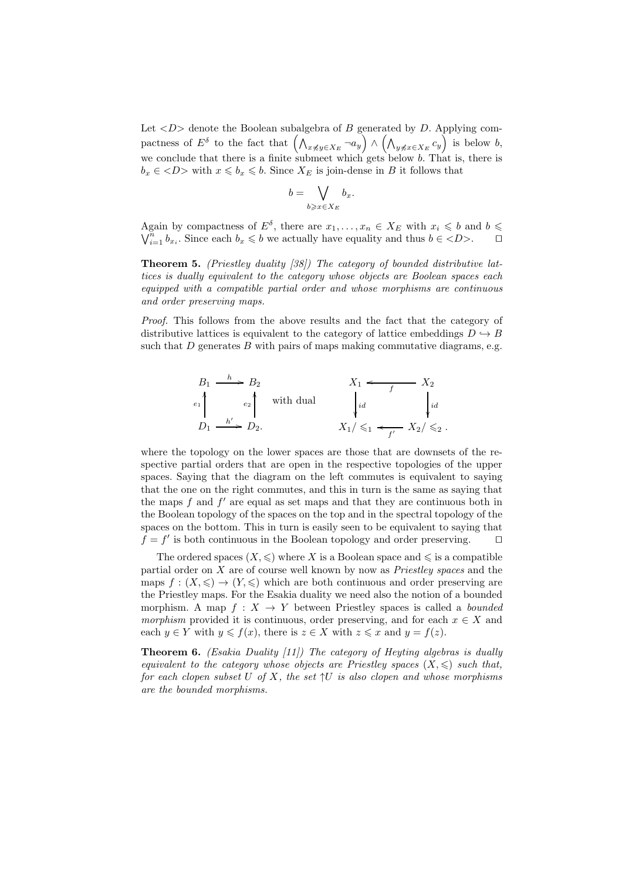Let $<D>$ denote the Boolean subalgebra of $B$ generated by $D$. Applying compactness of $E^\delta$ to the fact that $\left(\bigwedge_{x \not\leqslant y \in X_E} \neg a_y\right) \wedge \left(\bigwedge_{y \not\leqslant x \in X_E} c_y\right)$ is below $b$, we conclude that there is a finite submeet which gets below $b$. That is, there is $b_x \in <D>$ with $x \leqslant b_x \leqslant b$. Since $X_E$ is join-dense in $B$ it follows that

$$b = \bigvee_{b \geqslant x \in X_E} b_x.$$

Again by compactness of $E^\delta$, there are $x_1, \ldots, x_n \in X_E$ with $x_i \leqslant b$ and $b \leqslant \bigvee_{i=1}^{n} b_{x_i}$. Since each $b_x \leqslant b$ we actually have equality and thus $b \in <D>$. ⊓⊔

**Theorem 5.** *(Priestley duality [38]) The category of bounded distributive lattices is dually equivalent to the category whose objects are Boolean spaces each equipped with a compatible partial order and whose morphisms are continuous and order preserving maps.*

*Proof.* This follows from the above results and the fact that the category of distributive lattices is equivalent to the category of lattice embeddings $D \hookrightarrow B$ such that $D$ generates $B$ with pairs of maps making commutative diagrams, e.g.

$$\begin{array}{ccc} B_1 & \xrightarrow{h} & B_2 \\ {\scriptstyle e_1}\uparrow & & \uparrow{\scriptstyle e_2} \\ D_1 & \xrightarrow{h'} & D_2. \end{array} \quad \text{with dual} \quad \begin{array}{ccc} X_1 & \xleftarrow{f} & X_2 \\ \downarrow{\scriptstyle id} & & \downarrow{\scriptstyle id} \\ X_1/\leqslant_1 & \xleftarrow{f'} & X_2/\leqslant_2 . \end{array}$$

where the topology on the lower spaces are those that are downsets of the respective partial orders that are open in the respective topologies of the upper spaces. Saying that the diagram on the left commutes is equivalent to saying that the one on the right commutes, and this in turn is the same as saying that the maps $f$ and $f'$ are equal as set maps and that they are continuous both in the Boolean topology of the spaces on the top and in the spectral topology of the spaces on the bottom. This in turn is easily seen to be equivalent to saying that $f = f'$ is both continuous in the Boolean topology and order preserving. ⊓⊔

The ordered spaces $(X, \leqslant)$ where $X$ is a Boolean space and $\leqslant$ is a compatible partial order on $X$ are of course well known by now as *Priestley spaces* and the maps $f : (X, \leqslant) \to (Y, \leqslant)$ which are both continuous and order preserving are the Priestley maps. For the Esakia duality we need also the notion of a bounded morphism. A map $f : X \to Y$ between Priestley spaces is called a *bounded morphism* provided it is continuous, order preserving, and for each $x \in X$ and each $y \in Y$ with $y \leqslant f(x)$, there is $z \in X$ with $z \leqslant x$ and $y = f(z)$.

**Theorem 6.** *(Esakia Duality [11]) The category of Heyting algebras is dually equivalent to the category whose objects are Priestley spaces $(X, \leqslant)$ such that, for each clopen subset $U$ of $X$, the set $\uparrow U$ is also clopen and whose morphisms are the bounded morphisms.*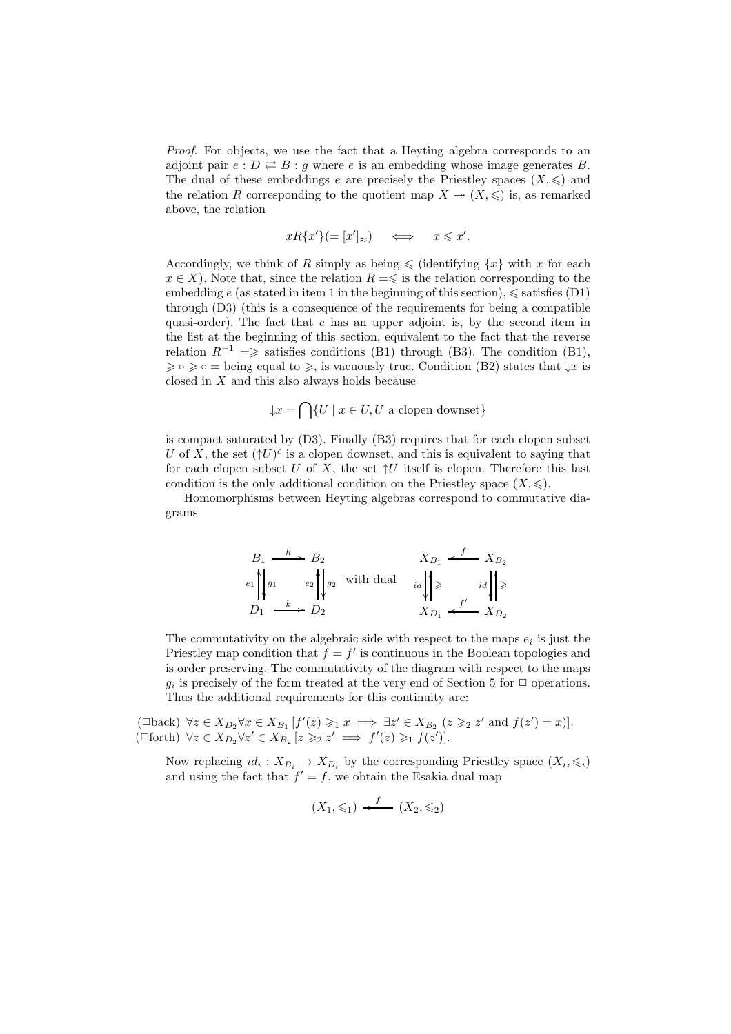*Proof.* For objects, we use the fact that a Heyting algebra corresponds to an adjoint pair $e : D \rightleftarrows B : g$ where $e$ is an embedding whose image generates $B$. The dual of these embeddings $e$ are precisely the Priestley spaces $(X, \leqslant)$ and the relation $R$ corresponding to the quotient map $X \twoheadrightarrow (X, \leqslant)$ is, as remarked above, the relation

$$xR\{x'\}(= [x']_{\approx}) \quad \iff \quad x \leqslant x'.$$

Accordingly, we think of $R$ simply as being $\leqslant$ (identifying $\{x\}$ with $x$ for each $x \in X$). Note that, since the relation $R = \leqslant$ is the relation corresponding to the embedding $e$ (as stated in item 1 in the beginning of this section), $\leqslant$ satisfies (D1) through (D3) (this is a consequence of the requirements for being a compatible quasi-order). The fact that $e$ has an upper adjoint is, by the second item in the list at the beginning of this section, equivalent to the fact that the reverse relation $R^{-1} = \geqslant$ satisfies conditions (B1) through (B3). The condition (B1), $\geqslant \circ \geqslant \circ =$ being equal to $\geqslant$, is vacuously true. Condition (B2) states that $\downarrow x$ is closed in $X$ and this also always holds because

$$\downarrow x = \bigcap \{U \mid x \in U, U \text{ a clopen downset}\}$$

is compact saturated by (D3). Finally (B3) requires that for each clopen subset $U$ of $X$, the set $(\uparrow U)^c$ is a clopen downset, and this is equivalent to saying that for each clopen subset $U$ of $X$, the set $\uparrow U$ itself is clopen. Therefore this last condition is the only additional condition on the Priestley space $(X, \leqslant)$.

Homomorphisms between Heyting algebras correspond to commutative diagrams

$$\begin{array}{ccc} B_1 & \xrightarrow{h} & B_2 \\ e_1 \uparrow \downarrow g_1 & & e_2 \uparrow \downarrow g_2 \\ D_1 & \xrightarrow{k} & D_2 \end{array} \quad \text{with dual} \quad \begin{array}{ccc} X_{B_1} & \xleftarrow{f} & X_{B_2} \\ id \downarrow \uparrow \geqslant & & id \downarrow \uparrow \geqslant \\ X_{D_1} & \xleftarrow{f'} & X_{D_2} \end{array}$$

The commutativity on the algebraic side with respect to the maps $e_i$ is just the Priestley map condition that $f = f'$ is continuous in the Boolean topologies and is order preserving. The commutativity of the diagram with respect to the maps $g_i$ is precisely of the form treated at the very end of Section 5 for $\Box$ operations. Thus the additional requirements for this continuity are:

($\Box$back) $\forall z \in X_{D_2} \forall x \in X_{B_1} [f'(z) \geqslant_1 x \implies \exists z' \in X_{B_2} \ (z \geqslant_2 z' \text{ and } f(z') = x)]$.
($\Box$forth) $\forall z \in X_{D_2} \forall z' \in X_{B_2} [z \geqslant_2 z' \implies f'(z) \geqslant_1 f(z')]$.

Now replacing $id_i : X_{B_i} \to X_{D_i}$ by the corresponding Priestley space $(X_i, \leqslant_i)$ and using the fact that $f' = f$, we obtain the Esakia dual map

$$(X_1, \leqslant_1) \xleftarrow{f} (X_2, \leqslant_2)$$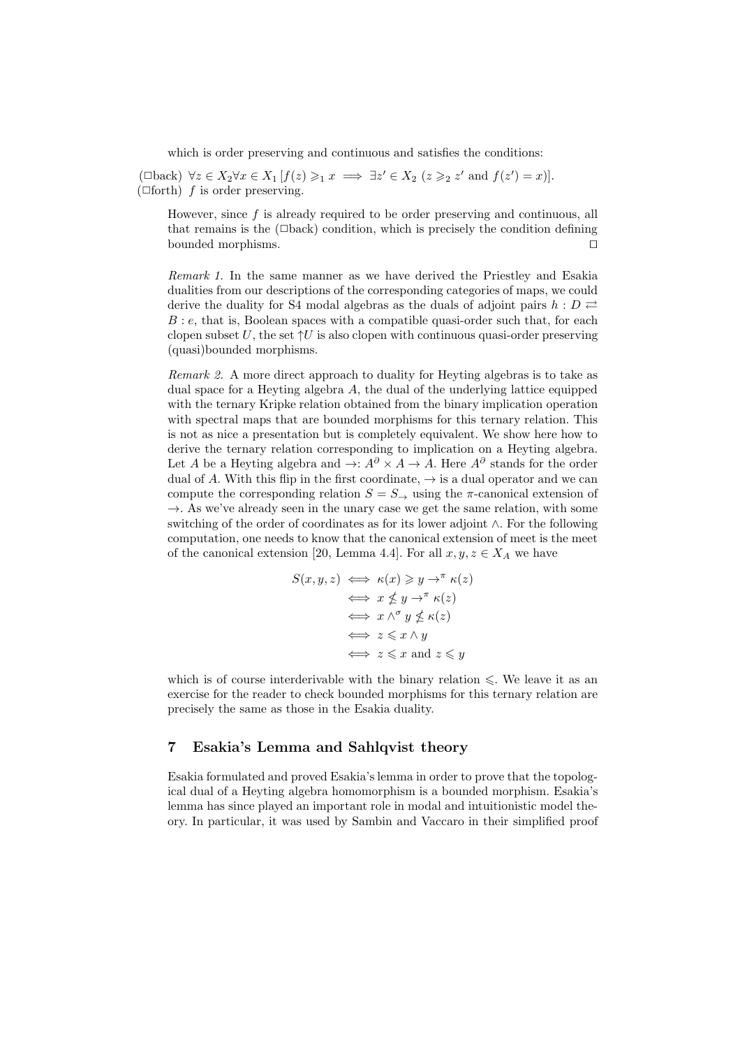which is order preserving and continuous and satisfies the conditions:

($\Box$back) $\forall z \in X_2 \forall x \in X_1\, [f(z) \geqslant_1 x \implies \exists z' \in X_2\ (z \geqslant_2 z' \text{ and } f(z') = x)]$.
($\Box$forth) $f$ is order preserving.

However, since $f$ is already required to be order preserving and continuous, all that remains is the ($\Box$back) condition, which is precisely the condition defining bounded morphisms. $\Box$

*Remark 1.* In the same manner as we have derived the Priestley and Esakia dualities from our descriptions of the corresponding categories of maps, we could derive the duality for S4 modal algebras as the duals of adjoint pairs $h : D \rightleftarrows B : e$, that is, Boolean spaces with a compatible quasi-order such that, for each clopen subset $U$, the set $\uparrow U$ is also clopen with continuous quasi-order preserving (quasi)bounded morphisms.

*Remark 2.* A more direct approach to duality for Heyting algebras is to take as dual space for a Heyting algebra $A$, the dual of the underlying lattice equipped with the ternary Kripke relation obtained from the binary implication operation with spectral maps that are bounded morphisms for this ternary relation. This is not as nice a presentation but is completely equivalent. We show here how to derive the ternary relation corresponding to implication on a Heyting algebra. Let $A$ be a Heyting algebra and $\to : A^\partial \times A \to A$. Here $A^\partial$ stands for the order dual of $A$. With this flip in the first coordinate, $\to$ is a dual operator and we can compute the corresponding relation $S = S_\to$ using the $\pi$-canonical extension of $\to$. As we've already seen in the unary case we get the same relation, with some switching of the order of coordinates as for its lower adjoint $\wedge$. For the following computation, one needs to know that the canonical extension of meet is the meet of the canonical extension [20, Lemma 4.4]. For all $x, y, z \in X_A$ we have

$$
\begin{aligned}
S(x, y, z) &\iff \kappa(x) \geqslant y \to^\pi \kappa(z) \\
&\iff x \nleq y \to^\pi \kappa(z) \\
&\iff x \wedge^\sigma y \nleq \kappa(z) \\
&\iff z \leqslant x \wedge y \\
&\iff z \leqslant x \text{ and } z \leqslant y
\end{aligned}
$$

which is of course interderivable with the binary relation $\leqslant$. We leave it as an exercise for the reader to check bounded morphisms for this ternary relation are precisely the same as those in the Esakia duality.

## 7 Esakia's Lemma and Sahlqvist theory

Esakia formulated and proved Esakia's lemma in order to prove that the topological dual of a Heyting algebra homomorphism is a bounded morphism. Esakia's lemma has since played an important role in modal and intuitionistic model theory. In particular, it was used by Sambin and Vaccaro in their simplified proof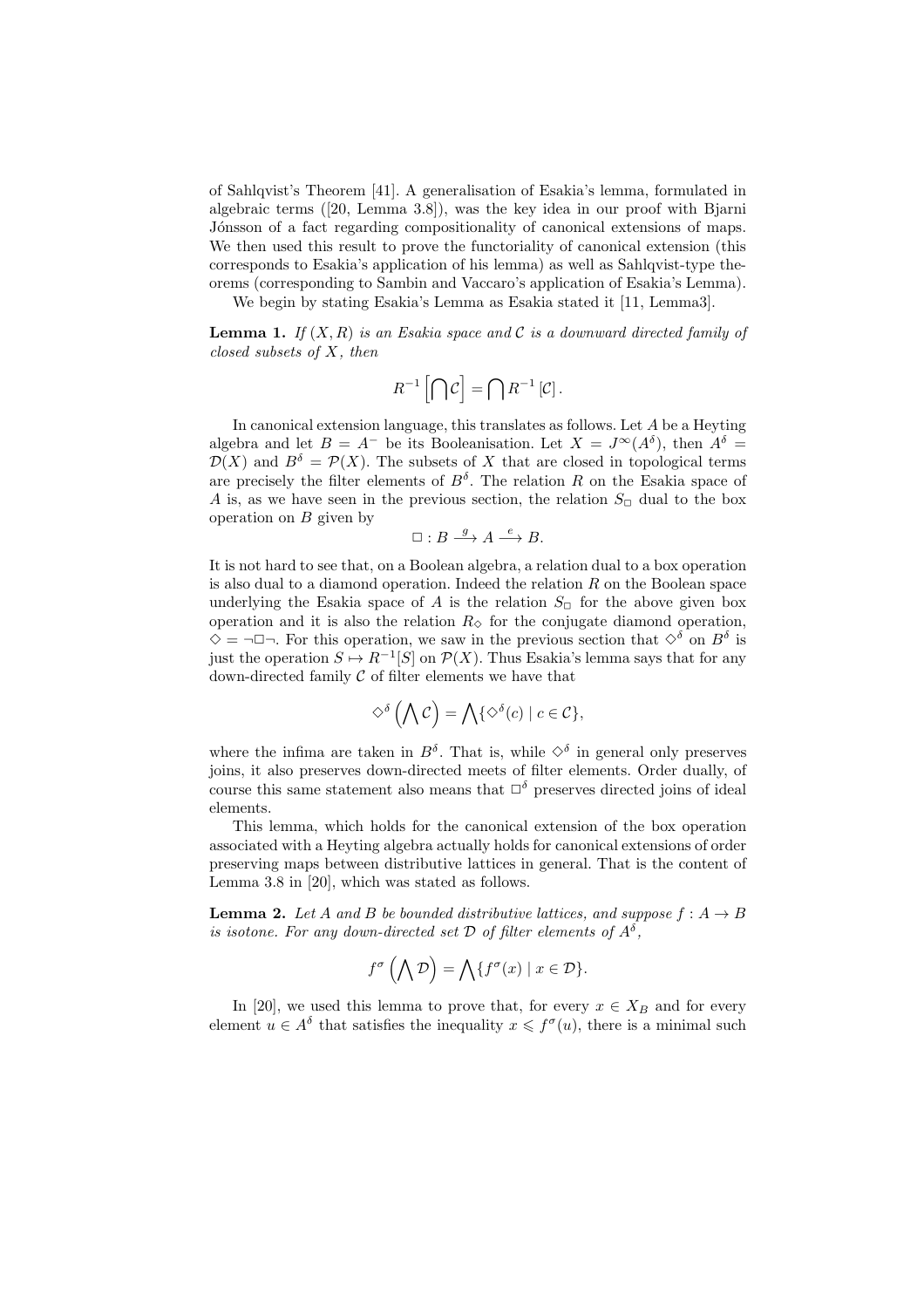of Sahlqvist's Theorem [41]. A generalisation of Esakia's lemma, formulated in algebraic terms ([20, Lemma 3.8]), was the key idea in our proof with Bjarni Jónsson of a fact regarding compositionality of canonical extensions of maps. We then used this result to prove the functoriality of canonical extension (this corresponds to Esakia's application of his lemma) as well as Sahlqvist-type theorems (corresponding to Sambin and Vaccaro's application of Esakia's Lemma).

We begin by stating Esakia's Lemma as Esakia stated it [11, Lemma3].

**Lemma 1.** *If $(X, R)$ is an Esakia space and $\mathcal{C}$ is a downward directed family of closed subsets of $X$, then*

$$R^{-1}\left[\bigcap \mathcal{C}\right] = \bigcap R^{-1}\left[\mathcal{C}\right].$$

In canonical extension language, this translates as follows. Let $A$ be a Heyting algebra and let $B = A^{-}$ be its Booleanisation. Let $X = J^{\infty}(A^{\delta})$, then $A^{\delta} = \mathcal{D}(X)$ and $B^{\delta} = \mathcal{P}(X)$. The subsets of $X$ that are closed in topological terms are precisely the filter elements of $B^{\delta}$. The relation $R$ on the Esakia space of $A$ is, as we have seen in the previous section, the relation $S_{\Box}$ dual to the box operation on $B$ given by

$$\Box : B \xrightarrow{g} A \xrightarrow{e} B.$$

It is not hard to see that, on a Boolean algebra, a relation dual to a box operation is also dual to a diamond operation. Indeed the relation $R$ on the Boolean space underlying the Esakia space of $A$ is the relation $S_{\Box}$ for the above given box operation and it is also the relation $R_{\Diamond}$ for the conjugate diamond operation, $\Diamond = \neg\Box\neg$. For this operation, we saw in the previous section that $\Diamond^{\delta}$ on $B^{\delta}$ is just the operation $S \mapsto R^{-1}[S]$ on $\mathcal{P}(X)$. Thus Esakia's lemma says that for any down-directed family $\mathcal{C}$ of filter elements we have that

$$\Diamond^{\delta}\left(\bigwedge \mathcal{C}\right) = \bigwedge\{\Diamond^{\delta}(c) \mid c \in \mathcal{C}\},$$

where the infima are taken in $B^{\delta}$. That is, while $\Diamond^{\delta}$ in general only preserves joins, it also preserves down-directed meets of filter elements. Order dually, of course this same statement also means that $\Box^{\delta}$ preserves directed joins of ideal elements.

This lemma, which holds for the canonical extension of the box operation associated with a Heyting algebra actually holds for canonical extensions of order preserving maps between distributive lattices in general. That is the content of Lemma 3.8 in [20], which was stated as follows.

**Lemma 2.** *Let $A$ and $B$ be bounded distributive lattices, and suppose $f : A \to B$ is isotone. For any down-directed set $\mathcal{D}$ of filter elements of $A^{\delta}$,*

$$f^{\sigma}\left(\bigwedge \mathcal{D}\right) = \bigwedge\{f^{\sigma}(x) \mid x \in \mathcal{D}\}.$$

In [20], we used this lemma to prove that, for every $x \in X_B$ and for every element $u \in A^{\delta}$ that satisfies the inequality $x \leqslant f^{\sigma}(u)$, there is a minimal such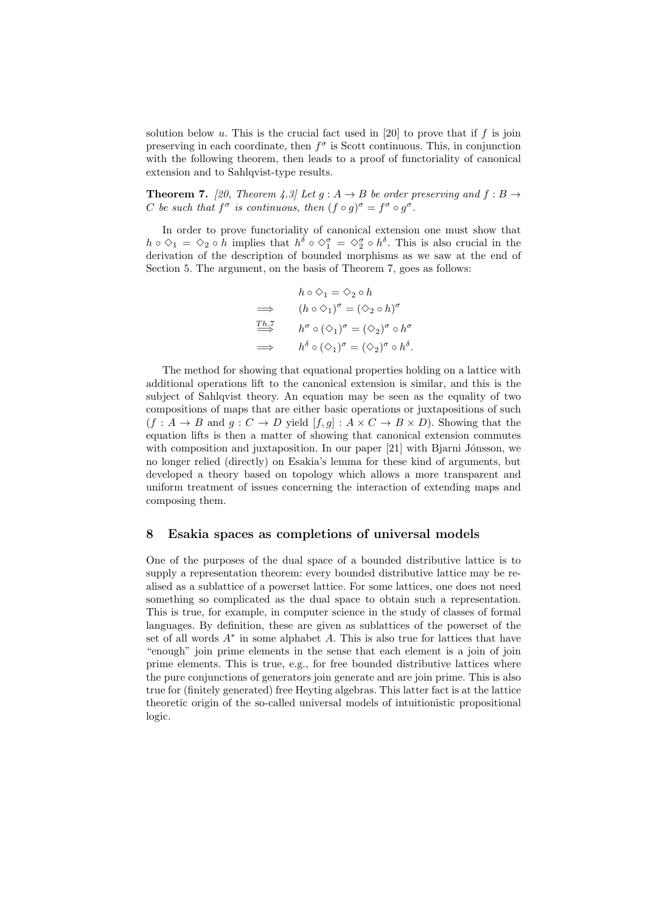solution below $u$. This is the crucial fact used in [20] to prove that if $f$ is join preserving in each coordinate, then $f^\sigma$ is Scott continuous. This, in conjunction with the following theorem, then leads to a proof of functoriality of canonical extension and to Sahlqvist-type results.

**Theorem 7.** *[20, Theorem 4.3] Let $g : A \to B$ be order preserving and $f : B \to C$ be such that $f^\sigma$ is continuous, then $(f \circ g)^\sigma = f^\sigma \circ g^\sigma$.*

In order to prove functoriality of canonical extension one must show that $h \circ \Diamond_1 = \Diamond_2 \circ h$ implies that $h^\delta \circ \Diamond_1^\sigma = \Diamond_2^\sigma \circ h^\delta$. This is also crucial in the derivation of the description of bounded morphisms as we saw at the end of Section 5. The argument, on the basis of Theorem 7, goes as follows:

$$
\begin{aligned}
& h \circ \Diamond_1 = \Diamond_2 \circ h \\
\Longrightarrow \quad & (h \circ \Diamond_1)^\sigma = (\Diamond_2 \circ h)^\sigma \\
\overset{Th.7}{\Longrightarrow} \quad & h^\sigma \circ (\Diamond_1)^\sigma = (\Diamond_2)^\sigma \circ h^\sigma \\
\Longrightarrow \quad & h^\delta \circ (\Diamond_1)^\sigma = (\Diamond_2)^\sigma \circ h^\delta.
\end{aligned}
$$

The method for showing that equational properties holding on a lattice with additional operations lift to the canonical extension is similar, and this is the subject of Sahlqvist theory. An equation may be seen as the equality of two compositions of maps that are either basic operations or juxtapositions of such ($f : A \to B$ and $g : C \to D$ yield $[f, g] : A \times C \to B \times D$). Showing that the equation lifts is then a matter of showing that canonical extension commutes with composition and juxtaposition. In our paper [21] with Bjarni Jónsson, we no longer relied (directly) on Esakia's lemma for these kind of arguments, but developed a theory based on topology which allows a more transparent and uniform treatment of issues concerning the interaction of extending maps and composing them.

## 8 Esakia spaces as completions of universal models

One of the purposes of the dual space of a bounded distributive lattice is to supply a representation theorem: every bounded distributive lattice may be realised as a sublattice of a powerset lattice. For some lattices, one does not need something so complicated as the dual space to obtain such a representation. This is true, for example, in computer science in the study of classes of formal languages. By definition, these are given as sublattices of the powerset of the set of all words $A^*$ in some alphabet $A$. This is also true for lattices that have "enough" join prime elements in the sense that each element is a join of join prime elements. This is true, e.g., for free bounded distributive lattices where the pure conjunctions of generators join generate and are join prime. This is also true for (finitely generated) free Heyting algebras. This latter fact is at the lattice theoretic origin of the so-called universal models of intuitionistic propositional logic.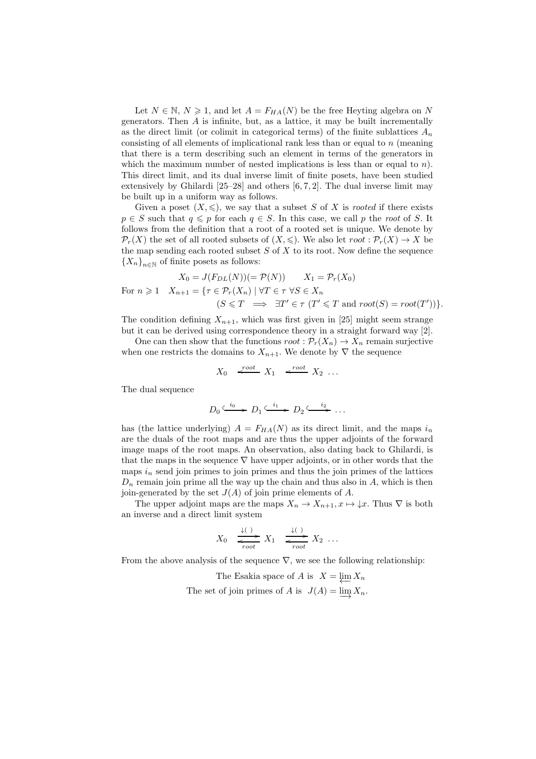Let $N \in \mathbb{N}$, $N \geqslant 1$, and let $A = F_{HA}(N)$ be the free Heyting algebra on $N$ generators. Then $A$ is infinite, but, as a lattice, it may be built incrementally as the direct limit (or colimit in categorical terms) of the finite sublattices $A_n$ consisting of all elements of implicational rank less than or equal to $n$ (meaning that there is a term describing such an element in terms of the generators in which the maximum number of nested implications is less than or equal to $n$). This direct limit, and its dual inverse limit of finite posets, have been studied extensively by Ghilardi [25–28] and others [6, 7, 2]. The dual inverse limit may be built up in a uniform way as follows.

Given a poset $(X, \leqslant)$, we say that a subset $S$ of $X$ is *rooted* if there exists $p \in S$ such that $q \leqslant p$ for each $q \in S$. In this case, we call $p$ the *root* of $S$. It follows from the definition that a root of a rooted set is unique. We denote by $\mathcal{P}_r(X)$ the set of all rooted subsets of $(X, \leqslant)$. We also let $root : \mathcal{P}_r(X) \to X$ be the map sending each rooted subset $S$ of $X$ to its root. Now define the sequence $\{X_n\}_{n \in \mathbb{N}}$ of finite posets as follows:

$$X_0 = J(F_{DL}(N))(= \mathcal{P}(N)) \qquad X_1 = \mathcal{P}_r(X_0)$$

$$\text{For } n \geqslant 1 \quad X_{n+1} = \{\tau \in \mathcal{P}_r(X_n) \mid \forall T \in \tau \ \forall S \in X_n \ (S \leqslant T \implies \exists T' \in \tau \ (T' \leqslant T \text{ and } root(S) = root(T'))\}.$$

The condition defining $X_{n+1}$, which was first given in [25] might seem strange but it can be derived using correspondence theory in a straight forward way [2].

One can then show that the functions $root : \mathcal{P}_r(X_n) \to X_n$ remain surjective when one restricts the domains to $X_{n+1}$. We denote by $\nabla$ the sequence

$$X_0 \xleftarrow{\ root\ } X_1 \xleftarrow{\ root\ } X_2 \ \ldots$$

The dual sequence

$$D_0 \xhookrightarrow{\ i_0\ } D_1 \xhookrightarrow{\ i_1\ } D_2 \xhookrightarrow{\ i_2\ } \ldots$$

has (the lattice underlying) $A = F_{HA}(N)$ as its direct limit, and the maps $i_n$ are the duals of the root maps and are thus the upper adjoints of the forward image maps of the root maps. An observation, also dating back to Ghilardi, is that the maps in the sequence $\nabla$ have upper adjoints, or in other words that the maps $i_n$ send join primes to join primes and thus the join primes of the lattices $D_n$ remain join prime all the way up the chain and thus also in $A$, which is then join-generated by the set $J(A)$ of join prime elements of $A$.

The upper adjoint maps are the maps $X_n \to X_{n+1}, x \mapsto {\downarrow} x$. Thus $\nabla$ is both an inverse and a direct limit system

$$X_0 \underset{root}{\overset{\downarrow(\ )}{\rightleftarrows}} X_1 \underset{root}{\overset{\downarrow(\ )}{\rightleftarrows}} X_2 \ \ldots$$

From the above analysis of the sequence $\nabla$, we see the following relationship:

$$\text{The Esakia space of } A \text{ is } \ X = \varprojlim X_n$$

$$\text{The set of join primes of } A \text{ is } \ J(A) = \varinjlim X_n.$$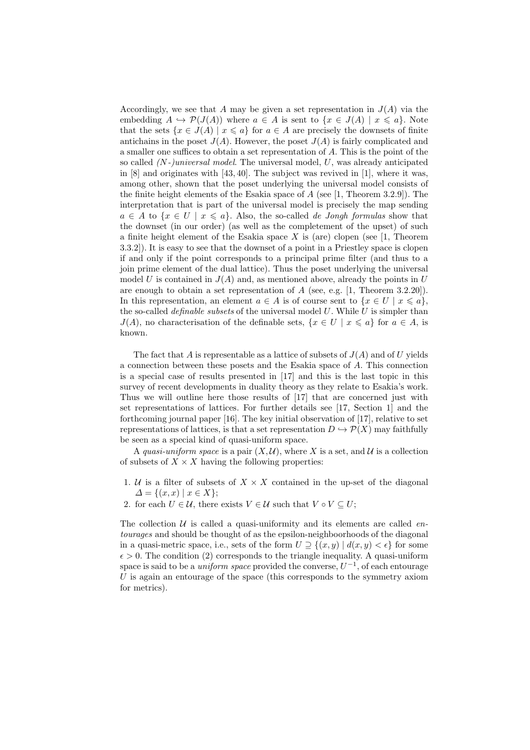Accordingly, we see that $A$ may be given a set representation in $J(A)$ via the embedding $A \hookrightarrow \mathcal{P}(J(A))$ where $a \in A$ is sent to $\{x \in J(A) \mid x \leqslant a\}$. Note that the sets $\{x \in J(A) \mid x \leqslant a\}$ for $a \in A$ are precisely the downsets of finite antichains in the poset $J(A)$. However, the poset $J(A)$ is fairly complicated and a smaller one suffices to obtain a set representation of $A$. This is the point of the so called *(N-)universal model*. The universal model, $U$, was already anticipated in [8] and originates with [43, 40]. The subject was revived in [1], where it was, among other, shown that the poset underlying the universal model consists of the finite height elements of the Esakia space of $A$ (see [1, Theorem 3.2.9]). The interpretation that is part of the universal model is precisely the map sending $a \in A$ to $\{x \in U \mid x \leqslant a\}$. Also, the so-called *de Jongh formulas* show that the downset (in our order) (as well as the completement of the upset) of such a finite height element of the Esakia space $X$ is (are) clopen (see [1, Theorem 3.3.2]). It is easy to see that the downset of a point in a Priestley space is clopen if and only if the point corresponds to a principal prime filter (and thus to a join prime element of the dual lattice). Thus the poset underlying the universal model $U$ is contained in $J(A)$ and, as mentioned above, already the points in $U$ are enough to obtain a set representation of $A$ (see, e.g. [1, Theorem 3.2.20]). In this representation, an element $a \in A$ is of course sent to $\{x \in U \mid x \leqslant a\}$, the so-called *definable subsets* of the universal model $U$. While $U$ is simpler than $J(A)$, no characterisation of the definable sets, $\{x \in U \mid x \leqslant a\}$ for $a \in A$, is known.

The fact that $A$ is representable as a lattice of subsets of $J(A)$ and of $U$ yields a connection between these posets and the Esakia space of $A$. This connection is a special case of results presented in [17] and this is the last topic in this survey of recent developments in duality theory as they relate to Esakia's work. Thus we will outline here those results of [17] that are concerned just with set representations of lattices. For further details see [17, Section 1] and the forthcoming journal paper [16]. The key initial observation of [17], relative to set representations of lattices, is that a set representation $D \hookrightarrow \mathcal{P}(X)$ may faithfully be seen as a special kind of quasi-uniform space.

A *quasi-uniform space* is a pair $(X, \mathcal{U})$, where $X$ is a set, and $\mathcal{U}$ is a collection of subsets of $X \times X$ having the following properties:

1. $\mathcal{U}$ is a filter of subsets of $X \times X$ contained in the up-set of the diagonal $\Delta = \{(x, x) \mid x \in X\}$;
2. for each $U \in \mathcal{U}$, there exists $V \in \mathcal{U}$ such that $V \circ V \subseteq U$;

The collection $\mathcal{U}$ is called a quasi-uniformity and its elements are called *entourages* and should be thought of as the epsilon-neighboorhoods of the diagonal in a quasi-metric space, i.e., sets of the form $U \supseteq \{(x, y) \mid d(x, y) < \epsilon\}$ for some $\epsilon > 0$. The condition (2) corresponds to the triangle inequality. A quasi-uniform space is said to be a *uniform space* provided the converse, $U^{-1}$, of each entourage $U$ is again an entourage of the space (this corresponds to the symmetry axiom for metrics).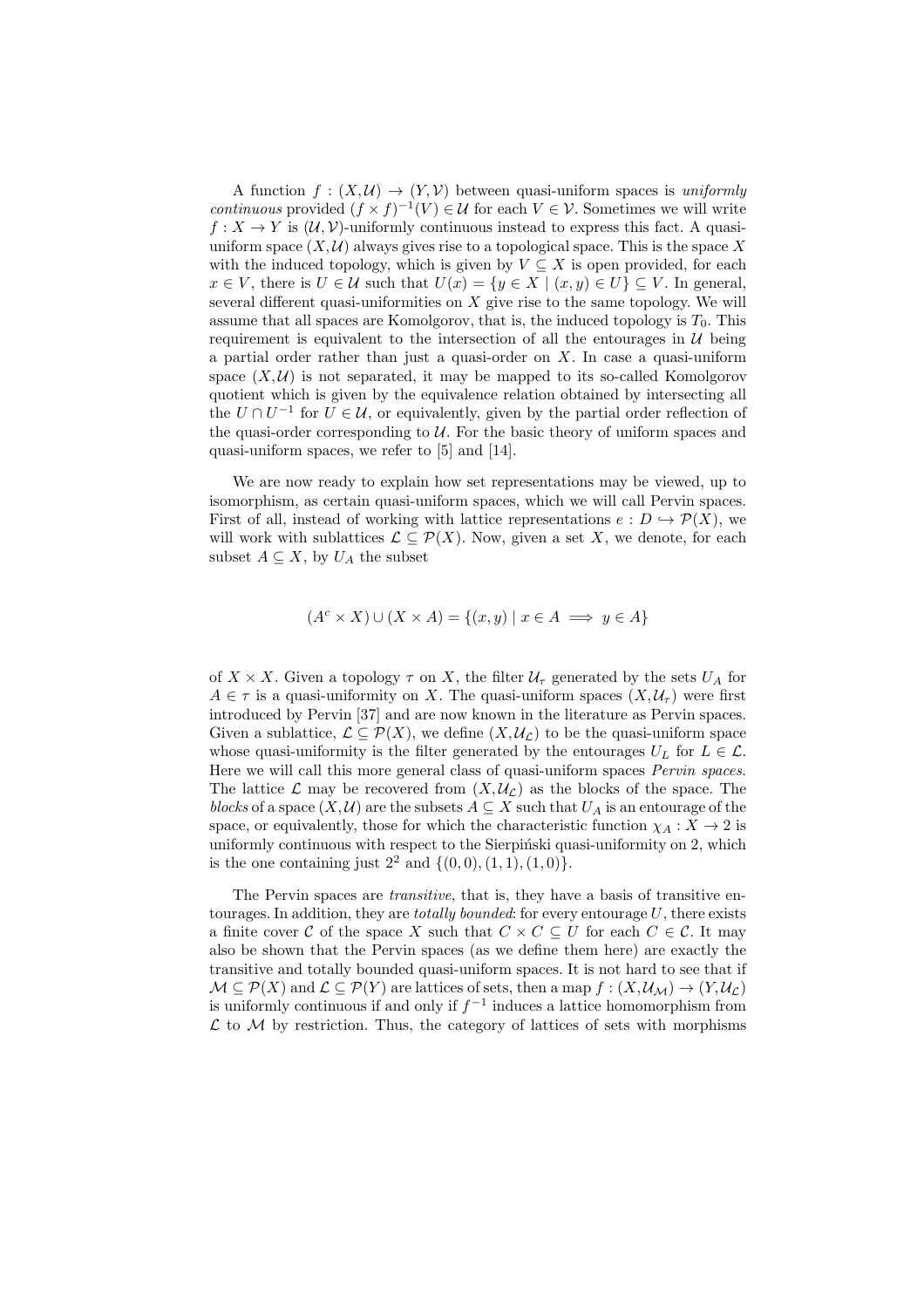A function $f : (X,\mathcal{U}) \to (Y,\mathcal{V})$ between quasi-uniform spaces is *uniformly continuous* provided $(f \times f)^{-1}(V) \in \mathcal{U}$ for each $V \in \mathcal{V}$. Sometimes we will write $f : X \to Y$ is $(\mathcal{U},\mathcal{V})$-uniformly continuous instead to express this fact. A quasi-uniform space $(X,\mathcal{U})$ always gives rise to a topological space. This is the space $X$ with the induced topology, which is given by $V \subseteq X$ is open provided, for each $x \in V$, there is $U \in \mathcal{U}$ such that $U(x) = \{y \in X \mid (x,y) \in U\} \subseteq V$. In general, several different quasi-uniformities on $X$ give rise to the same topology. We will assume that all spaces are Komolgorov, that is, the induced topology is $T_0$. This requirement is equivalent to the intersection of all the entourages in $\mathcal{U}$ being a partial order rather than just a quasi-order on $X$. In case a quasi-uniform space $(X,\mathcal{U})$ is not separated, it may be mapped to its so-called Komolgorov quotient which is given by the equivalence relation obtained by intersecting all the $U \cap U^{-1}$ for $U \in \mathcal{U}$, or equivalently, given by the partial order reflection of the quasi-order corresponding to $\mathcal{U}$. For the basic theory of uniform spaces and quasi-uniform spaces, we refer to [5] and [14].

We are now ready to explain how set representations may be viewed, up to isomorphism, as certain quasi-uniform spaces, which we will call Pervin spaces. First of all, instead of working with lattice representations $e : D \hookrightarrow \mathcal{P}(X)$, we will work with sublattices $\mathcal{L} \subseteq \mathcal{P}(X)$. Now, given a set $X$, we denote, for each subset $A \subseteq X$, by $U_A$ the subset

$$(A^c \times X) \cup (X \times A) = \{(x,y) \mid x \in A \implies y \in A\}$$

of $X \times X$. Given a topology $\tau$ on $X$, the filter $\mathcal{U}_\tau$ generated by the sets $U_A$ for $A \in \tau$ is a quasi-uniformity on $X$. The quasi-uniform spaces $(X,\mathcal{U}_\tau)$ were first introduced by Pervin [37] and are now known in the literature as Pervin spaces. Given a sublattice, $\mathcal{L} \subseteq \mathcal{P}(X)$, we define $(X,\mathcal{U}_\mathcal{L})$ to be the quasi-uniform space whose quasi-uniformity is the filter generated by the entourages $U_L$ for $L \in \mathcal{L}$. Here we will call this more general class of quasi-uniform spaces *Pervin spaces.* The lattice $\mathcal{L}$ may be recovered from $(X,\mathcal{U}_\mathcal{L})$ as the blocks of the space. The *blocks* of a space $(X,\mathcal{U})$ are the subsets $A \subseteq X$ such that $U_A$ is an entourage of the space, or equivalently, those for which the characteristic function $\chi_A : X \to 2$ is uniformly continuous with respect to the Sierpiński quasi-uniformity on 2, which is the one containing just $2^2$ and $\{(0,0),(1,1),(1,0)\}$.

The Pervin spaces are *transitive*, that is, they have a basis of transitive entourages. In addition, they are *totally bounded*: for every entourage $U$, there exists a finite cover $\mathcal{C}$ of the space $X$ such that $C \times C \subseteq U$ for each $C \in \mathcal{C}$. It may also be shown that the Pervin spaces (as we define them here) are exactly the transitive and totally bounded quasi-uniform spaces. It is not hard to see that if $\mathcal{M} \subseteq \mathcal{P}(X)$ and $\mathcal{L} \subseteq \mathcal{P}(Y)$ are lattices of sets, then a map $f : (X,\mathcal{U}_\mathcal{M}) \to (Y,\mathcal{U}_\mathcal{L})$ is uniformly continuous if and only if $f^{-1}$ induces a lattice homomorphism from $\mathcal{L}$ to $\mathcal{M}$ by restriction. Thus, the category of lattices of sets with morphisms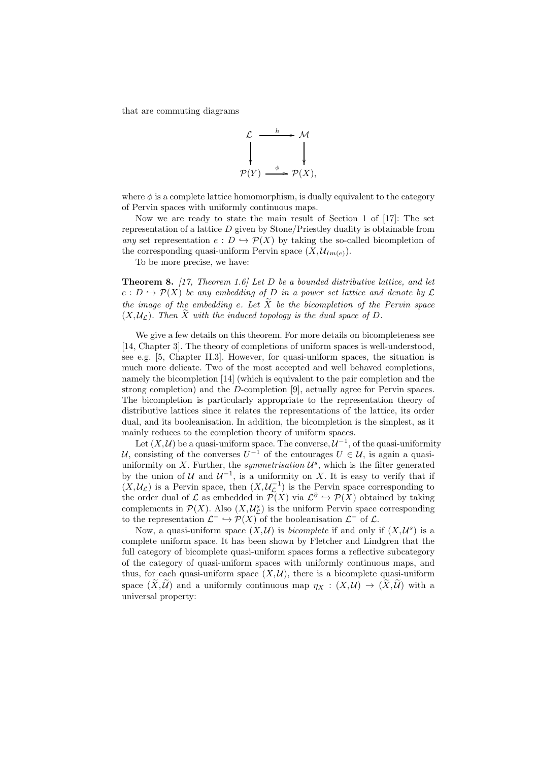that are commuting diagrams

$$\begin{array}{ccc} \mathcal{L} & \xrightarrow{h} & \mathcal{M} \\ \downarrow & & \downarrow \\ \mathcal{P}(Y) & \xrightarrow{\phi} & \mathcal{P}(X), \end{array}$$

where $\phi$ is a complete lattice homomorphism, is dually equivalent to the category of Pervin spaces with uniformly continuous maps.

Now we are ready to state the main result of Section 1 of [17]: The set representation of a lattice $D$ given by Stone/Priestley duality is obtainable from *any* set representation $e : D \hookrightarrow \mathcal{P}(X)$ by taking the so-called bicompletion of the corresponding quasi-uniform Pervin space $(X, \mathcal{U}_{Im(e)})$.

To be more precise, we have:

**Theorem 8.** *[17, Theorem 1.6] Let $D$ be a bounded distributive lattice, and let $e : D \hookrightarrow \mathcal{P}(X)$ be any embedding of $D$ in a power set lattice and denote by $\mathcal{L}$ the image of the embedding $e$. Let $\widetilde{X}$ be the bicompletion of the Pervin space $(X, \mathcal{U}_{\mathcal{L}})$. Then $\widetilde{X}$ with the induced topology is the dual space of $D$.*

We give a few details on this theorem. For more details on bicompleteness see [14, Chapter 3]. The theory of completions of uniform spaces is well-understood, see e.g. [5, Chapter II.3]. However, for quasi-uniform spaces, the situation is much more delicate. Two of the most accepted and well behaved completions, namely the bicompletion [14] (which is equivalent to the pair completion and the strong completion) and the $D$-completion [9], actually agree for Pervin spaces. The bicompletion is particularly appropriate to the representation theory of distributive lattices since it relates the representations of the lattice, its order dual, and its booleanisation. In addition, the bicompletion is the simplest, as it mainly reduces to the completion theory of uniform spaces.

Let $(X, \mathcal{U})$ be a quasi-uniform space. The converse, $\mathcal{U}^{-1}$, of the quasi-uniformity $\mathcal{U}$, consisting of the converses $U^{-1}$ of the entourages $U \in \mathcal{U}$, is again a quasi-uniformity on $X$. Further, the *symmetrisation* $\mathcal{U}^s$, which is the filter generated by the union of $\mathcal{U}$ and $\mathcal{U}^{-1}$, is a uniformity on $X$. It is easy to verify that if $(X, \mathcal{U}_{\mathcal{L}})$ is a Pervin space, then $(X, \mathcal{U}_{\mathcal{L}}^{-1})$ is the Pervin space corresponding to the order dual of $\mathcal{L}$ as embedded in $\mathcal{P}(X)$ via $\mathcal{L}^{\partial} \hookrightarrow \mathcal{P}(X)$ obtained by taking complements in $\mathcal{P}(X)$. Also $(X, \mathcal{U}_{\mathcal{L}}^s)$ is the uniform Pervin space corresponding to the representation $\mathcal{L}^{-} \hookrightarrow \mathcal{P}(X)$ of the booleanisation $\mathcal{L}^{-}$ of $\mathcal{L}$.

Now, a quasi-uniform space $(X, \mathcal{U})$ is *bicomplete* if and only if $(X, \mathcal{U}^s)$ is a complete uniform space. It has been shown by Fletcher and Lindgren that the full category of bicomplete quasi-uniform spaces forms a reflective subcategory of the category of quasi-uniform spaces with uniformly continuous maps, and thus, for each quasi-uniform space $(X, \mathcal{U})$, there is a bicomplete quasi-uniform space $(\widetilde{X}, \widetilde{\mathcal{U}})$ and a uniformly continuous map $\eta_X : (X, \mathcal{U}) \to (\widetilde{X}, \widetilde{\mathcal{U}})$ with a universal property: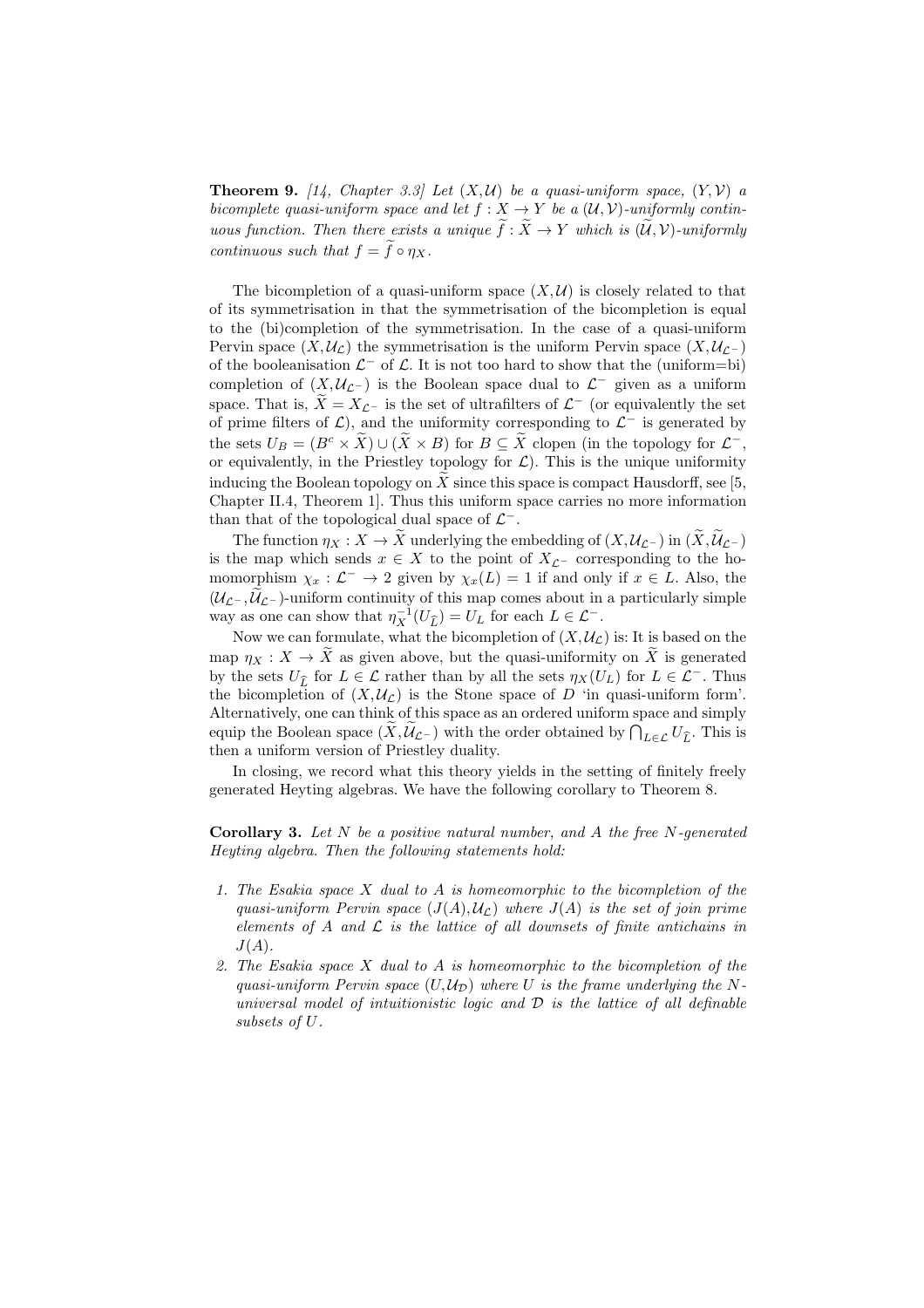**Theorem 9.** *[14, Chapter 3.3] Let $(X,\mathcal{U})$ be a quasi-uniform space, $(Y,\mathcal{V})$ a bicomplete quasi-uniform space and let $f : X \to Y$ be a $(\mathcal{U},\mathcal{V})$-uniformly continuous function. Then there exists a unique $\widetilde{f} : \widetilde{X} \to Y$ which is $(\widetilde{\mathcal{U}},\mathcal{V})$-uniformly continuous such that $f = \widetilde{f} \circ \eta_X$.*

The bicompletion of a quasi-uniform space $(X,\mathcal{U})$ is closely related to that of its symmetrisation in that the symmetrisation of the bicompletion is equal to the (bi)completion of the symmetrisation. In the case of a quasi-uniform Pervin space $(X,\mathcal{U}_\mathcal{L})$ the symmetrisation is the uniform Pervin space $(X,\mathcal{U}_{\mathcal{L}^-})$ of the booleanisation $\mathcal{L}^-$ of $\mathcal{L}$. It is not too hard to show that the (uniform=bi) completion of $(X,\mathcal{U}_{\mathcal{L}^-})$ is the Boolean space dual to $\mathcal{L}^-$ given as a uniform space. That is, $\widetilde{X} = X_{\mathcal{L}^-}$ is the set of ultrafilters of $\mathcal{L}^-$ (or equivalently the set of prime filters of $\mathcal{L}$), and the uniformity corresponding to $\mathcal{L}^-$ is generated by the sets $U_B = (B^c \times \widetilde{X}) \cup (\widetilde{X} \times B)$ for $B \subseteq \widetilde{X}$ clopen (in the topology for $\mathcal{L}^-$, or equivalently, in the Priestley topology for $\mathcal{L}$). This is the unique uniformity inducing the Boolean topology on $\widetilde{X}$ since this space is compact Hausdorff, see [5, Chapter II.4, Theorem 1]. Thus this uniform space carries no more information than that of the topological dual space of $\mathcal{L}^-$.

The function $\eta_X : X \to \widetilde{X}$ underlying the embedding of $(X,\mathcal{U}_{\mathcal{L}^-})$ in $(\widetilde{X},\widetilde{\mathcal{U}}_{\mathcal{L}^-})$ is the map which sends $x \in X$ to the point of $X_{\mathcal{L}^-}$ corresponding to the homomorphism $\chi_x : \mathcal{L}^- \to 2$ given by $\chi_x(L) = 1$ if and only if $x \in L$. Also, the $(\mathcal{U}_{\mathcal{L}^-},\widetilde{\mathcal{U}}_{\mathcal{L}^-})$-uniform continuity of this map comes about in a particularly simple way as one can show that $\eta_X^{-1}(U_{\widehat{L}}) = U_L$ for each $L \in \mathcal{L}^-$.

Now we can formulate, what the bicompletion of $(X,\mathcal{U}_\mathcal{L})$ is: It is based on the map $\eta_X : X \to \widetilde{X}$ as given above, but the quasi-uniformity on $\widetilde{X}$ is generated by the sets $U_{\widehat{L}}$ for $L \in \mathcal{L}$ rather than by all the sets $\eta_X(U_L)$ for $L \in \mathcal{L}^-$. Thus the bicompletion of $(X,\mathcal{U}_\mathcal{L})$ is the Stone space of $D$ 'in quasi-uniform form'. Alternatively, one can think of this space as an ordered uniform space and simply equip the Boolean space $(\widetilde{X},\widetilde{\mathcal{U}}_{\mathcal{L}^-})$ with the order obtained by $\bigcap_{L\in\mathcal{L}} U_{\widehat{L}}$. This is then a uniform version of Priestley duality.

In closing, we record what this theory yields in the setting of finitely freely generated Heyting algebras. We have the following corollary to Theorem 8.

**Corollary 3.** *Let $N$ be a positive natural number, and $A$ the free $N$-generated Heyting algebra. Then the following statements hold:*

1. *The Esakia space $X$ dual to $A$ is homeomorphic to the bicompletion of the quasi-uniform Pervin space $(J(A),\mathcal{U}_\mathcal{L})$ where $J(A)$ is the set of join prime elements of $A$ and $\mathcal{L}$ is the lattice of all downsets of finite antichains in $J(A)$.*
2. *The Esakia space $X$ dual to $A$ is homeomorphic to the bicompletion of the quasi-uniform Pervin space $(U,\mathcal{U}_\mathcal{D})$ where $U$ is the frame underlying the $N$-universal model of intuitionistic logic and $\mathcal{D}$ is the lattice of all definable subsets of $U$.*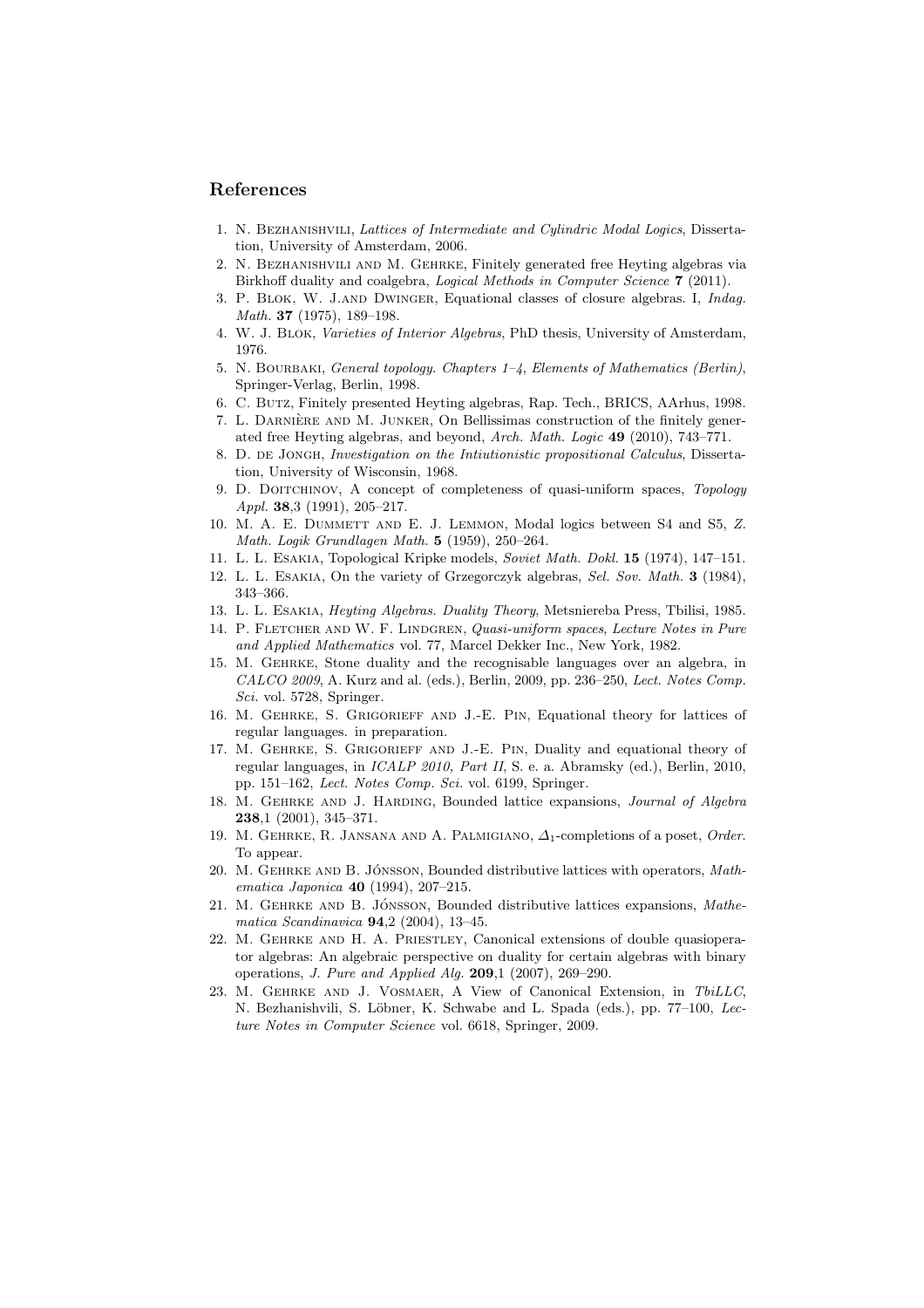## References

1. N. Bezhanishvili, *Lattices of Intermediate and Cylindric Modal Logics*, Dissertation, University of Amsterdam, 2006.
2. N. Bezhanishvili and M. Gehrke, Finitely generated free Heyting algebras via Birkhoff duality and coalgebra, *Logical Methods in Computer Science* **7** (2011).
3. P. Blok, W. J.and Dwinger, Equational classes of closure algebras. I, *Indag. Math.* **37** (1975), 189–198.
4. W. J. Blok, *Varieties of Interior Algebras*, PhD thesis, University of Amsterdam, 1976.
5. N. Bourbaki, *General topology. Chapters 1–4*, *Elements of Mathematics (Berlin)*, Springer-Verlag, Berlin, 1998.
6. C. Butz, Finitely presented Heyting algebras, Rap. Tech., BRICS, AArhus, 1998.
7. L. Darnière and M. Junker, On Bellissimas construction of the finitely generated free Heyting algebras, and beyond, *Arch. Math. Logic* **49** (2010), 743–771.
8. D. de Jongh, *Investigation on the Intiutionistic propositional Calculus*, Dissertation, University of Wisconsin, 1968.
9. D. Doitchinov, A concept of completeness of quasi-uniform spaces, *Topology Appl.* **38**,3 (1991), 205–217.
10. M. A. E. Dummett and E. J. Lemmon, Modal logics between S4 and S5, *Z. Math. Logik Grundlagen Math.* **5** (1959), 250–264.
11. L. L. Esakia, Topological Kripke models, *Soviet Math. Dokl.* **15** (1974), 147–151.
12. L. L. Esakia, On the variety of Grzegorczyk algebras, *Sel. Sov. Math.* **3** (1984), 343–366.
13. L. L. Esakia, *Heyting Algebras. Duality Theory*, Metsniereba Press, Tbilisi, 1985.
14. P. Fletcher and W. F. Lindgren, *Quasi-uniform spaces*, *Lecture Notes in Pure and Applied Mathematics* vol. 77, Marcel Dekker Inc., New York, 1982.
15. M. Gehrke, Stone duality and the recognisable languages over an algebra, in *CALCO 2009*, A. Kurz and al. (eds.), Berlin, 2009, pp. 236–250, *Lect. Notes Comp. Sci.* vol. 5728, Springer.
16. M. Gehrke, S. Grigorieff and J.-E. Pin, Equational theory for lattices of regular languages. in preparation.
17. M. Gehrke, S. Grigorieff and J.-E. Pin, Duality and equational theory of regular languages, in *ICALP 2010, Part II*, S. e. a. Abramsky (ed.), Berlin, 2010, pp. 151–162, *Lect. Notes Comp. Sci.* vol. 6199, Springer.
18. M. Gehrke and J. Harding, Bounded lattice expansions, *Journal of Algebra* **238**,1 (2001), 345–371.
19. M. Gehrke, R. Jansana and A. Palmigiano, $\Delta_1$-completions of a poset, *Order*. To appear.
20. M. Gehrke and B. Jónsson, Bounded distributive lattices with operators, *Mathematica Japonica* **40** (1994), 207–215.
21. M. Gehrke and B. Jónsson, Bounded distributive lattices expansions, *Mathematica Scandinavica* **94**,2 (2004), 13–45.
22. M. Gehrke and H. A. Priestley, Canonical extensions of double quasioperator algebras: An algebraic perspective on duality for certain algebras with binary operations, *J. Pure and Applied Alg.* **209**,1 (2007), 269–290.
23. M. Gehrke and J. Vosmaer, A View of Canonical Extension, in *TbiLLC*, N. Bezhanishvili, S. Löbner, K. Schwabe and L. Spada (eds.), pp. 77–100, *Lecture Notes in Computer Science* vol. 6618, Springer, 2009.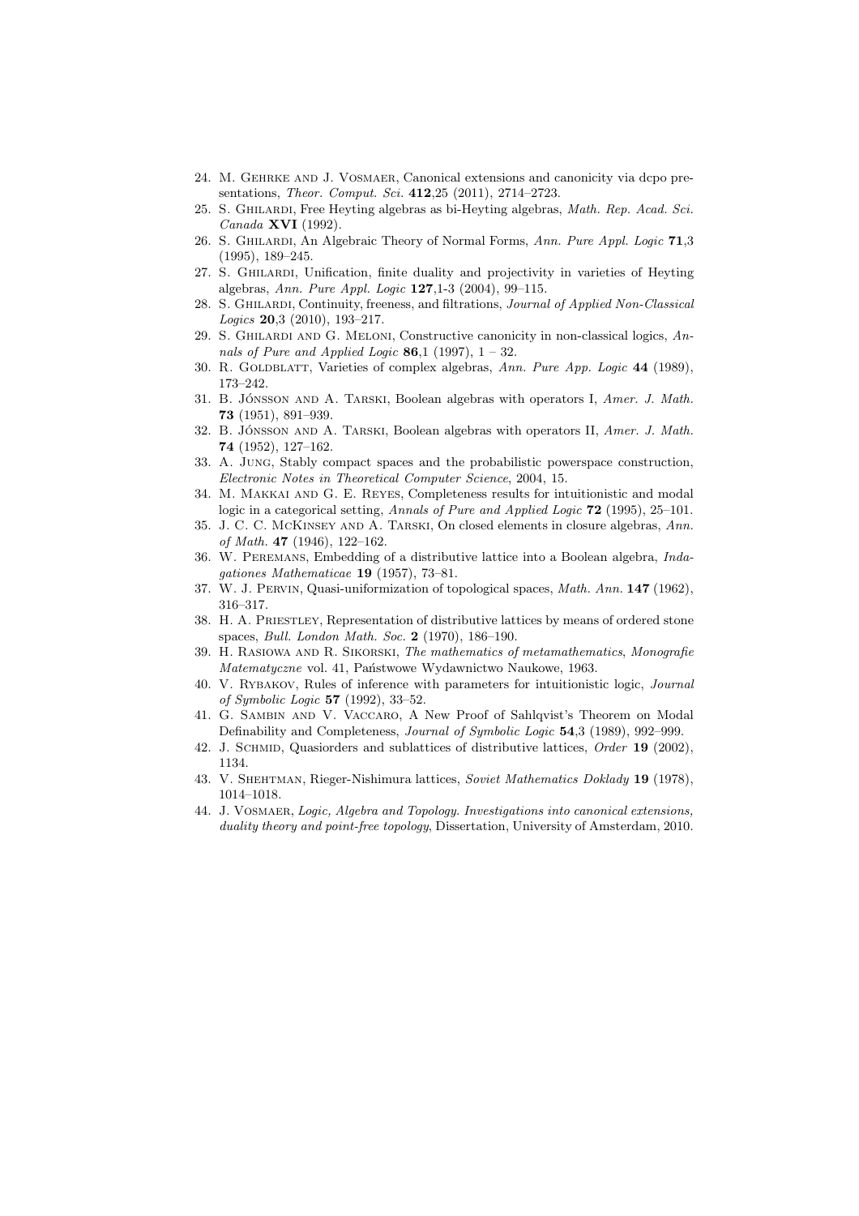24. M. Gehrke and J. Vosmaer, Canonical extensions and canonicity via dcpo presentations, *Theor. Comput. Sci.* **412**,25 (2011), 2714–2723.
25. S. Ghilardi, Free Heyting algebras as bi-Heyting algebras, *Math. Rep. Acad. Sci. Canada* **XVI** (1992).
26. S. Ghilardi, An Algebraic Theory of Normal Forms, *Ann. Pure Appl. Logic* **71**,3 (1995), 189–245.
27. S. Ghilardi, Unification, finite duality and projectivity in varieties of Heyting algebras, *Ann. Pure Appl. Logic* **127**,1-3 (2004), 99–115.
28. S. Ghilardi, Continuity, freeness, and filtrations, *Journal of Applied Non-Classical Logics* **20**,3 (2010), 193–217.
29. S. Ghilardi and G. Meloni, Constructive canonicity in non-classical logics, *Annals of Pure and Applied Logic* **86**,1 (1997), 1 – 32.
30. R. Goldblatt, Varieties of complex algebras, *Ann. Pure App. Logic* **44** (1989), 173–242.
31. B. Jónsson and A. Tarski, Boolean algebras with operators I, *Amer. J. Math.* **73** (1951), 891–939.
32. B. Jónsson and A. Tarski, Boolean algebras with operators II, *Amer. J. Math.* **74** (1952), 127–162.
33. A. Jung, Stably compact spaces and the probabilistic powerspace construction, *Electronic Notes in Theoretical Computer Science*, 2004, 15.
34. M. Makkai and G. E. Reyes, Completeness results for intuitionistic and modal logic in a categorical setting, *Annals of Pure and Applied Logic* **72** (1995), 25–101.
35. J. C. C. McKinsey and A. Tarski, On closed elements in closure algebras, *Ann. of Math.* **47** (1946), 122–162.
36. W. Peremans, Embedding of a distributive lattice into a Boolean algebra, *Indagationes Mathematicae* **19** (1957), 73–81.
37. W. J. Pervin, Quasi-uniformization of topological spaces, *Math. Ann.* **147** (1962), 316–317.
38. H. A. Priestley, Representation of distributive lattices by means of ordered stone spaces, *Bull. London Math. Soc.* **2** (1970), 186–190.
39. H. Rasiowa and R. Sikorski, *The mathematics of metamathematics*, *Monografie Matematyczne* vol. 41, Państwowe Wydawnictwo Naukowe, 1963.
40. V. Rybakov, Rules of inference with parameters for intuitionistic logic, *Journal of Symbolic Logic* **57** (1992), 33–52.
41. G. Sambin and V. Vaccaro, A New Proof of Sahlqvist's Theorem on Modal Definability and Completeness, *Journal of Symbolic Logic* **54**,3 (1989), 992–999.
42. J. Schmid, Quasiorders and sublattices of distributive lattices, *Order* **19** (2002), 1134.
43. V. Shehtman, Rieger-Nishimura lattices, *Soviet Mathematics Doklady* **19** (1978), 1014–1018.
44. J. Vosmaer, *Logic, Algebra and Topology. Investigations into canonical extensions, duality theory and point-free topology*, Dissertation, University of Amsterdam, 2010.